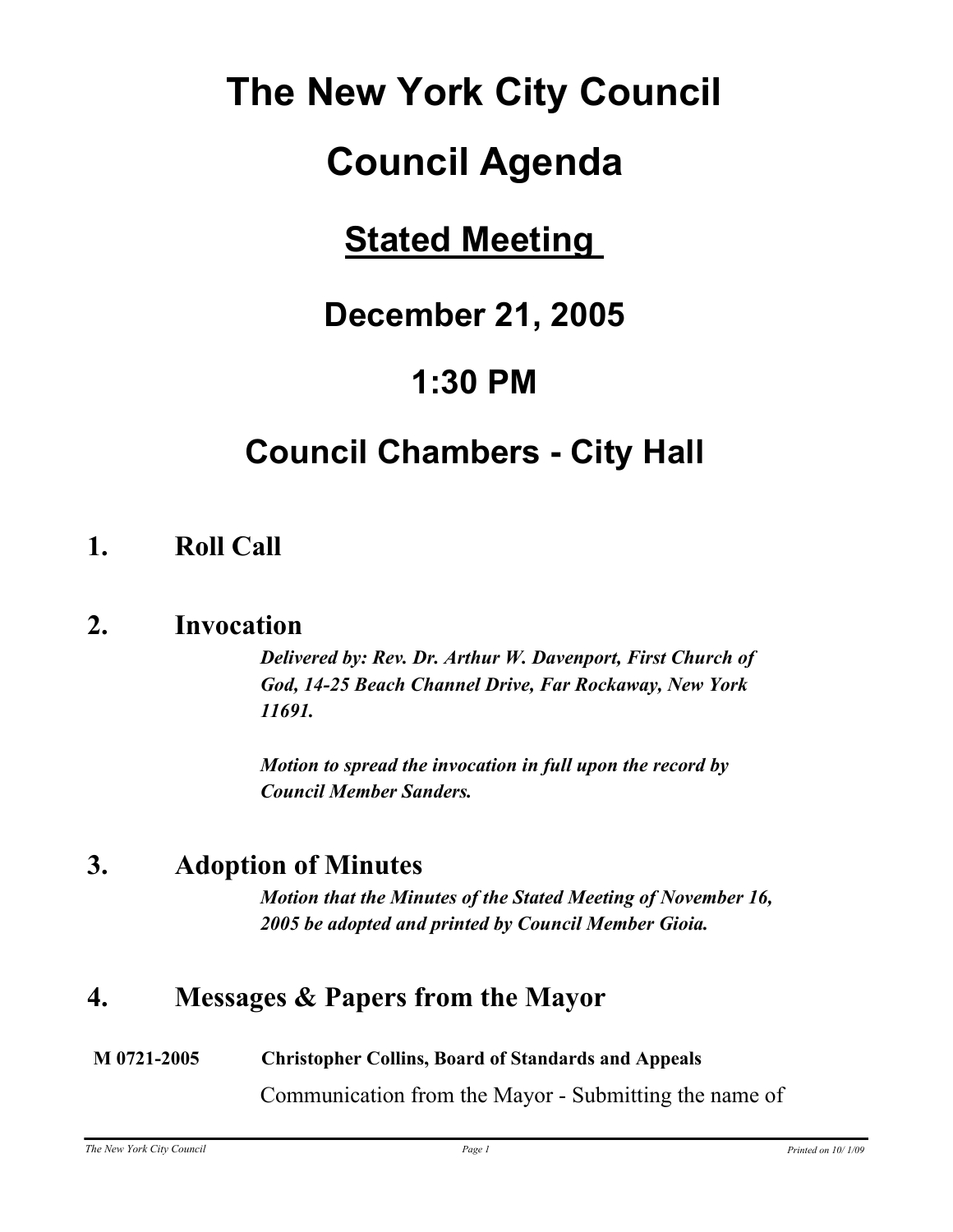# The New York City Council

# Council Agenda

## Stated Meeting

## December 21, 2005

## 1:30 PM

## Council Chambers - City Hall

### 1. Roll Call

### 2. Invocation

***Delivered by: Rev. Dr. Arthur W. Davenport, First Church of God, 14-25 Beach Channel Drive, Far Rockaway, New York 11691.***

***Motion to spread the invocation in full upon the record by Council Member Sanders.***

### 3. Adoption of Minutes

***Motion that the Minutes of the Stated Meeting of November 16, 2005 be adopted and printed by Council Member Gioia.***

### 4. Messages & Papers from the Mayor

**M 0721-2005** **Christopher Collins, Board of Standards and Appeals**

Communication from the Mayor - Submitting the name of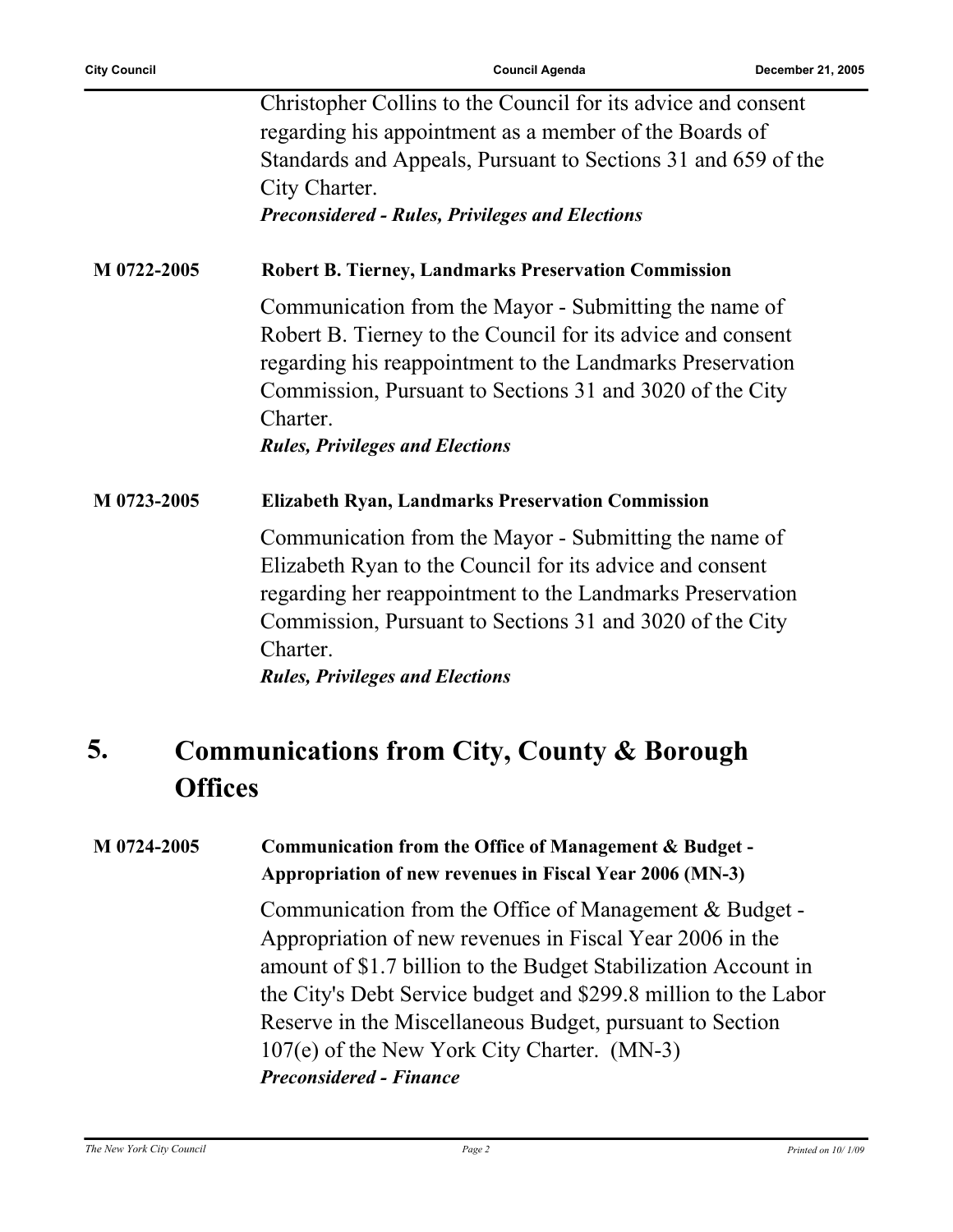Christopher Collins to the Council for its advice and consent regarding his appointment as a member of the Boards of Standards and Appeals, Pursuant to Sections 31 and 659 of the City Charter.
***Preconsidered - Rules, Privileges and Elections***

**M 0722-2005** **Robert B. Tierney, Landmarks Preservation Commission**

Communication from the Mayor - Submitting the name of Robert B. Tierney to the Council for its advice and consent regarding his reappointment to the Landmarks Preservation Commission, Pursuant to Sections 31 and 3020 of the City Charter.
***Rules, Privileges and Elections***

**M 0723-2005** **Elizabeth Ryan, Landmarks Preservation Commission**

Communication from the Mayor - Submitting the name of Elizabeth Ryan to the Council for its advice and consent regarding her reappointment to the Landmarks Preservation Commission, Pursuant to Sections 31 and 3020 of the City Charter.
***Rules, Privileges and Elections***

## 5. Communications from City, County & Borough Offices

**M 0724-2005** **Communication from the Office of Management & Budget - Appropriation of new revenues in Fiscal Year 2006 (MN-3)**

Communication from the Office of Management & Budget - Appropriation of new revenues in Fiscal Year 2006 in the amount of $1.7 billion to the Budget Stabilization Account in the City's Debt Service budget and $299.8 million to the Labor Reserve in the Miscellaneous Budget, pursuant to Section 107(e) of the New York City Charter. (MN-3)
***Preconsidered - Finance***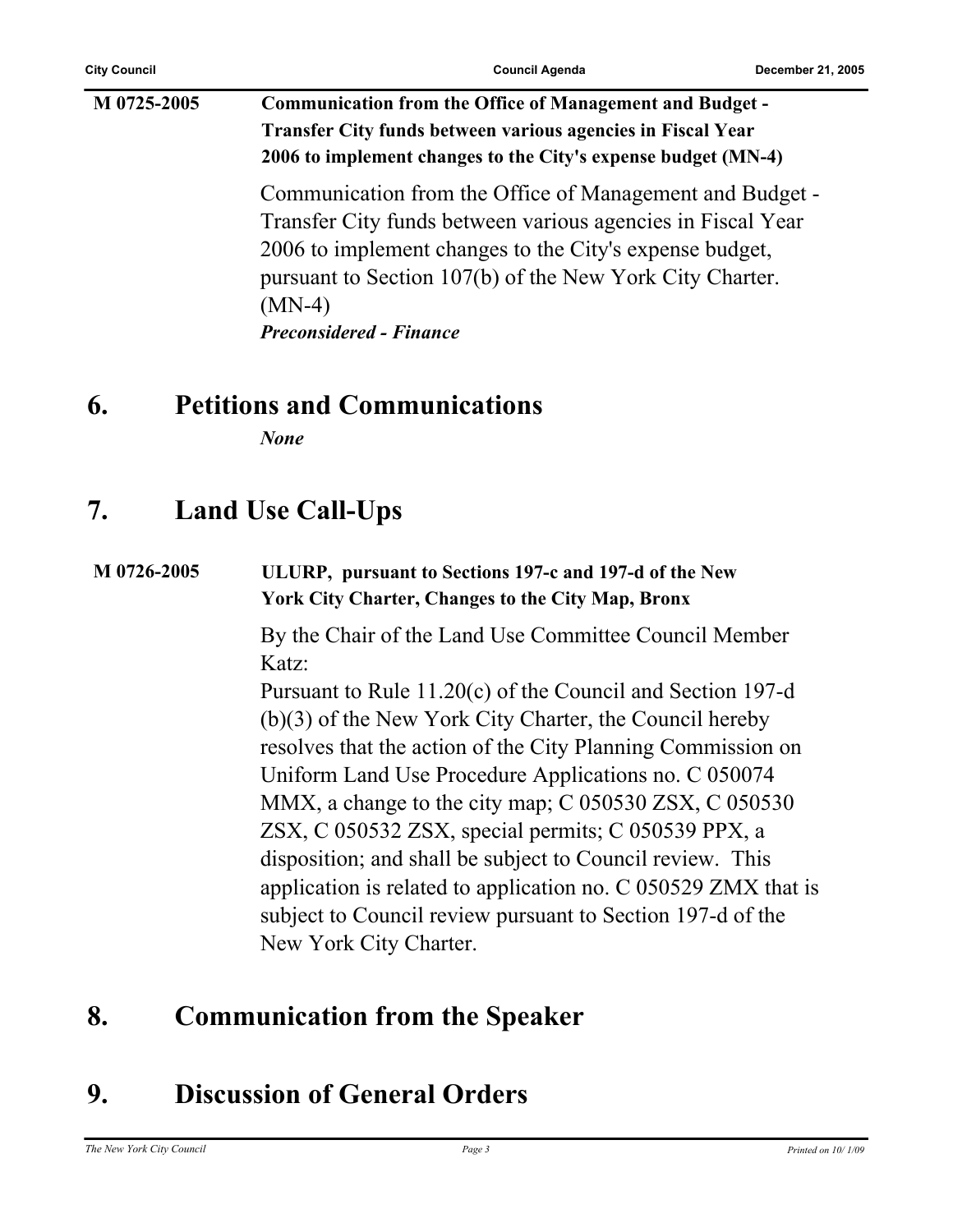**M 0725-2005** **Communication from the Office of Management and Budget - Transfer City funds between various agencies in Fiscal Year 2006 to implement changes to the City's expense budget (MN-4)**

Communication from the Office of Management and Budget - Transfer City funds between various agencies in Fiscal Year 2006 to implement changes to the City's expense budget, pursuant to Section 107(b) of the New York City Charter. (MN-4)

***Preconsidered - Finance***

## 6. Petitions and Communications

***None***

## 7. Land Use Call-Ups

**M 0726-2005** **ULURP, pursuant to Sections 197-c and 197-d of the New York City Charter, Changes to the City Map, Bronx**

By the Chair of the Land Use Committee Council Member Katz:

Pursuant to Rule 11.20(c) of the Council and Section 197-d (b)(3) of the New York City Charter, the Council hereby resolves that the action of the City Planning Commission on Uniform Land Use Procedure Applications no. C 050074 MMX, a change to the city map; C 050530 ZSX, C 050530 ZSX, C 050532 ZSX, special permits; C 050539 PPX, a disposition; and shall be subject to Council review. This application is related to application no. C 050529 ZMX that is subject to Council review pursuant to Section 197-d of the New York City Charter.

## 8. Communication from the Speaker

## 9. Discussion of General Orders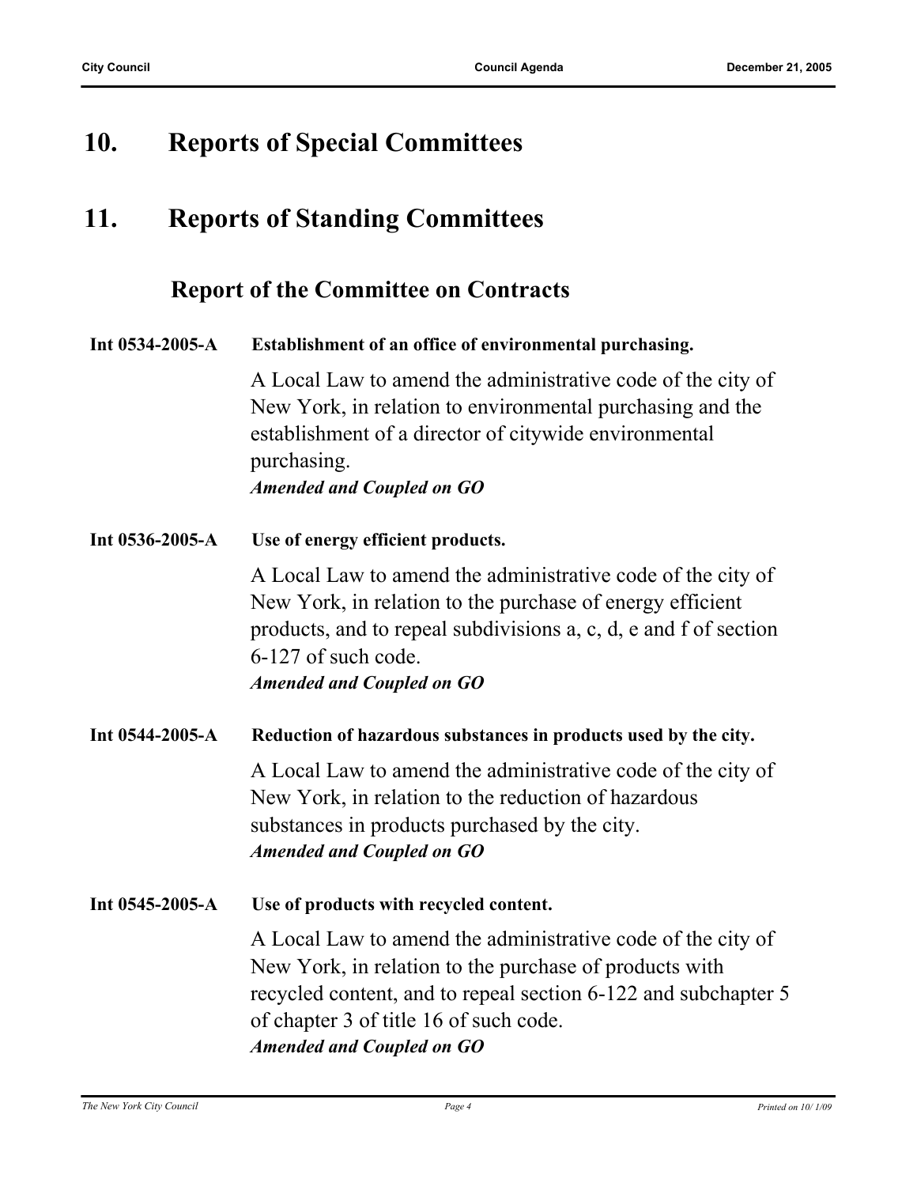## 10. Reports of Special Committees

## 11. Reports of Standing Committees

### Report of the Committee on Contracts

**Int 0534-2005-A** **Establishment of an office of environmental purchasing.**

A Local Law to amend the administrative code of the city of New York, in relation to environmental purchasing and the establishment of a director of citywide environmental purchasing.

***Amended and Coupled on GO***

**Int 0536-2005-A** **Use of energy efficient products.**

A Local Law to amend the administrative code of the city of New York, in relation to the purchase of energy efficient products, and to repeal subdivisions a, c, d, e and f of section 6-127 of such code.

***Amended and Coupled on GO***

**Int 0544-2005-A** **Reduction of hazardous substances in products used by the city.**

A Local Law to amend the administrative code of the city of New York, in relation to the reduction of hazardous substances in products purchased by the city.

***Amended and Coupled on GO***

**Int 0545-2005-A** **Use of products with recycled content.**

A Local Law to amend the administrative code of the city of New York, in relation to the purchase of products with recycled content, and to repeal section 6-122 and subchapter 5 of chapter 3 of title 16 of such code.

***Amended and Coupled on GO***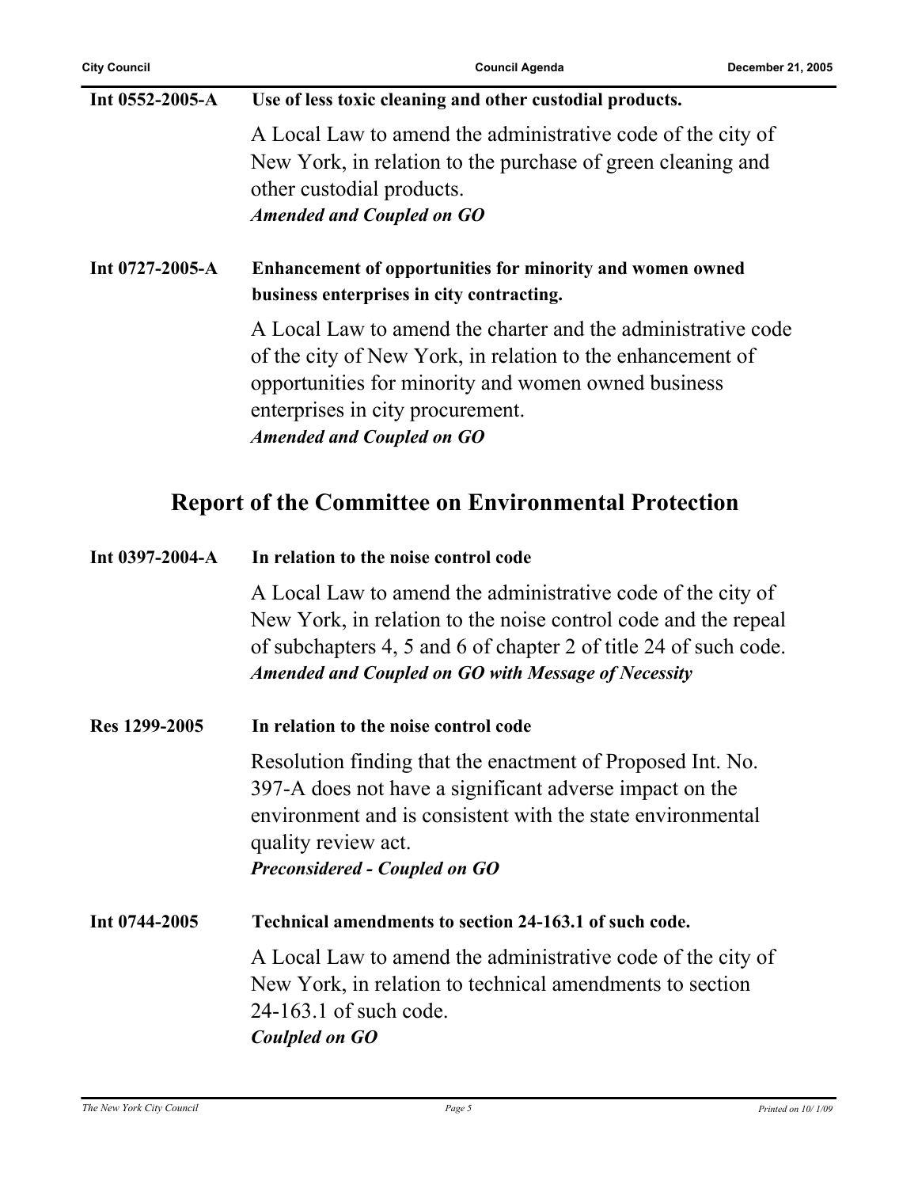**Int 0552-2005-A** **Use of less toxic cleaning and other custodial products.**

A Local Law to amend the administrative code of the city of New York, in relation to the purchase of green cleaning and other custodial products.

***Amended and Coupled on GO***

**Int 0727-2005-A** **Enhancement of opportunities for minority and women owned business enterprises in city contracting.**

A Local Law to amend the charter and the administrative code of the city of New York, in relation to the enhancement of opportunities for minority and women owned business enterprises in city procurement.

***Amended and Coupled on GO***

## Report of the Committee on Environmental Protection

**Int 0397-2004-A** **In relation to the noise control code**

A Local Law to amend the administrative code of the city of New York, in relation to the noise control code and the repeal of subchapters 4, 5 and 6 of chapter 2 of title 24 of such code.

***Amended and Coupled on GO with Message of Necessity***

**Res 1299-2005** **In relation to the noise control code**

Resolution finding that the enactment of Proposed Int. No. 397-A does not have a significant adverse impact on the environment and is consistent with the state environmental quality review act.

***Preconsidered - Coupled on GO***

**Int 0744-2005** **Technical amendments to section 24-163.1 of such code.**

A Local Law to amend the administrative code of the city of New York, in relation to technical amendments to section 24-163.1 of such code.

***Coulpled on GO***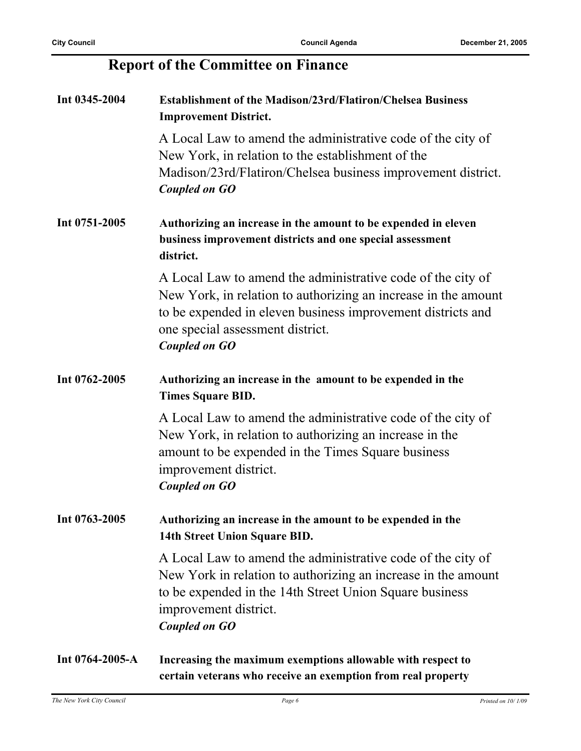## Report of the Committee on Finance

**Int 0345-2004** **Establishment of the Madison/23rd/Flatiron/Chelsea Business Improvement District.**

A Local Law to amend the administrative code of the city of New York, in relation to the establishment of the Madison/23rd/Flatiron/Chelsea business improvement district.

***Coupled on GO***

**Int 0751-2005** **Authorizing an increase in the amount to be expended in eleven business improvement districts and one special assessment district.**

A Local Law to amend the administrative code of the city of New York, in relation to authorizing an increase in the amount to be expended in eleven business improvement districts and one special assessment district.

***Coupled on GO***

**Int 0762-2005** **Authorizing an increase in the amount to be expended in the Times Square BID.**

A Local Law to amend the administrative code of the city of New York, in relation to authorizing an increase in the amount to be expended in the Times Square business improvement district.

***Coupled on GO***

**Int 0763-2005** **Authorizing an increase in the amount to be expended in the 14th Street Union Square BID.**

A Local Law to amend the administrative code of the city of New York in relation to authorizing an increase in the amount to be expended in the 14th Street Union Square business improvement district.

***Coupled on GO***

**Int 0764-2005-A** **Increasing the maximum exemptions allowable with respect to certain veterans who receive an exemption from real property**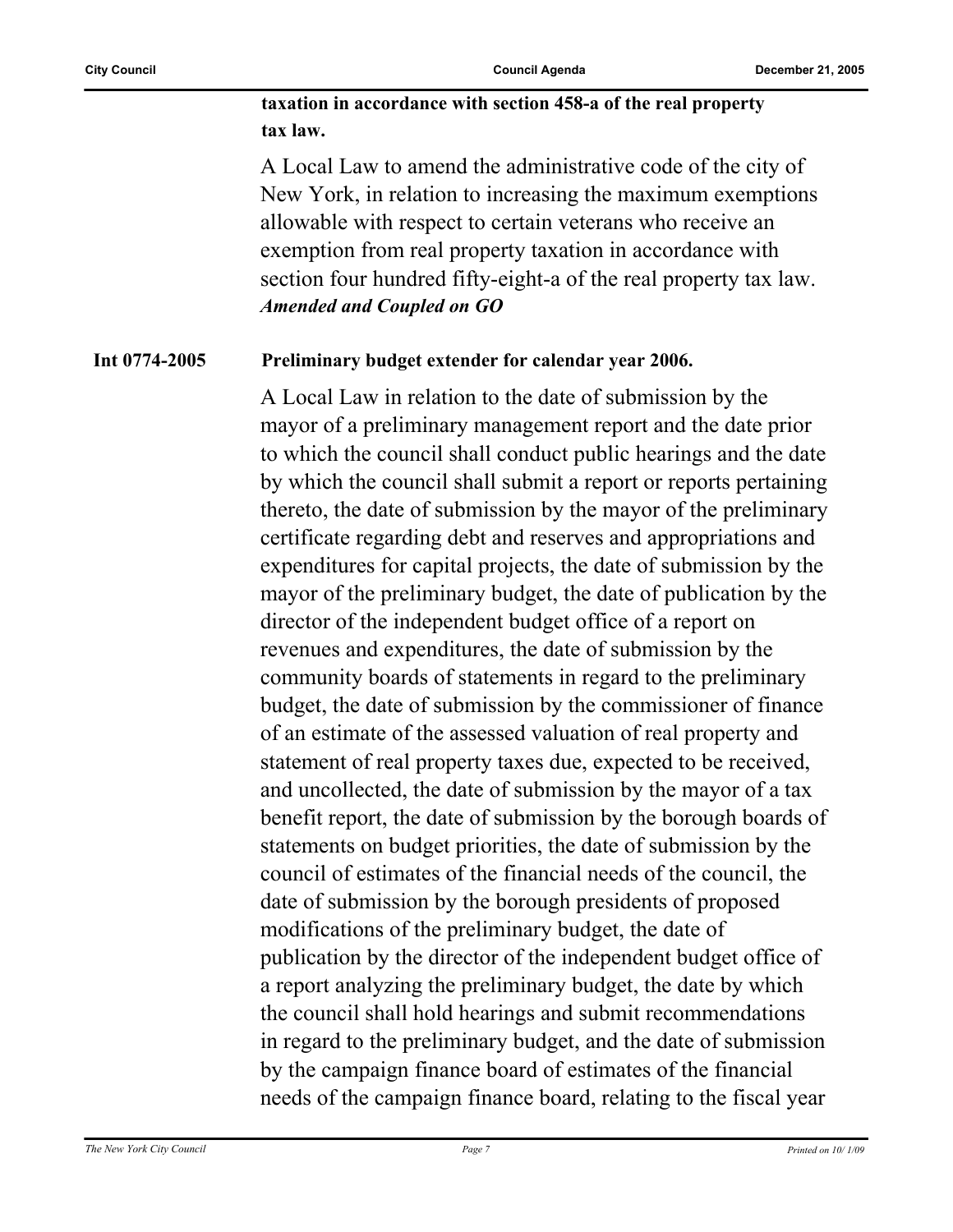**taxation in accordance with section 458-a of the real property tax law.**

A Local Law to amend the administrative code of the city of New York, in relation to increasing the maximum exemptions allowable with respect to certain veterans who receive an exemption from real property taxation in accordance with section four hundred fifty-eight-a of the real property tax law.
***Amended and Coupled on GO***

**Int 0774-2005** **Preliminary budget extender for calendar year 2006.**

A Local Law in relation to the date of submission by the mayor of a preliminary management report and the date prior to which the council shall conduct public hearings and the date by which the council shall submit a report or reports pertaining thereto, the date of submission by the mayor of the preliminary certificate regarding debt and reserves and appropriations and expenditures for capital projects, the date of submission by the mayor of the preliminary budget, the date of publication by the director of the independent budget office of a report on revenues and expenditures, the date of submission by the community boards of statements in regard to the preliminary budget, the date of submission by the commissioner of finance of an estimate of the assessed valuation of real property and statement of real property taxes due, expected to be received, and uncollected, the date of submission by the mayor of a tax benefit report, the date of submission by the borough boards of statements on budget priorities, the date of submission by the council of estimates of the financial needs of the council, the date of submission by the borough presidents of proposed modifications of the preliminary budget, the date of publication by the director of the independent budget office of a report analyzing the preliminary budget, the date by which the council shall hold hearings and submit recommendations in regard to the preliminary budget, and the date of submission by the campaign finance board of estimates of the financial needs of the campaign finance board, relating to the fiscal year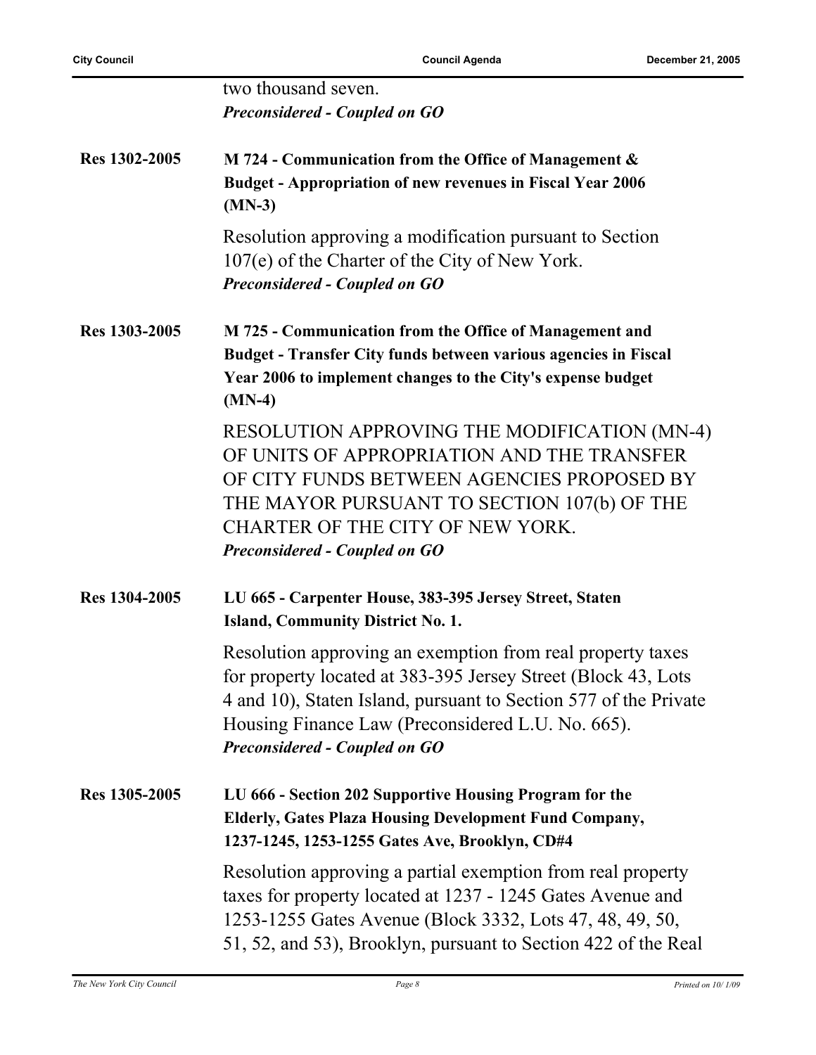two thousand seven.
***Preconsidered - Coupled on GO***

**Res 1302-2005** **M 724 - Communication from the Office of Management & Budget - Appropriation of new revenues in Fiscal Year 2006 (MN-3)**

Resolution approving a modification pursuant to Section 107(e) of the Charter of the City of New York.
***Preconsidered - Coupled on GO***

**Res 1303-2005** **M 725 - Communication from the Office of Management and Budget - Transfer City funds between various agencies in Fiscal Year 2006 to implement changes to the City's expense budget (MN-4)**

RESOLUTION APPROVING THE MODIFICATION (MN-4) OF UNITS OF APPROPRIATION AND THE TRANSFER OF CITY FUNDS BETWEEN AGENCIES PROPOSED BY THE MAYOR PURSUANT TO SECTION 107(b) OF THE CHARTER OF THE CITY OF NEW YORK.
***Preconsidered - Coupled on GO***

**Res 1304-2005** **LU 665 - Carpenter House, 383-395 Jersey Street, Staten Island, Community District No. 1.**

Resolution approving an exemption from real property taxes for property located at 383-395 Jersey Street (Block 43, Lots 4 and 10), Staten Island, pursuant to Section 577 of the Private Housing Finance Law (Preconsidered L.U. No. 665).
***Preconsidered - Coupled on GO***

**Res 1305-2005** **LU 666 - Section 202 Supportive Housing Program for the Elderly, Gates Plaza Housing Development Fund Company, 1237-1245, 1253-1255 Gates Ave, Brooklyn, CD#4**

Resolution approving a partial exemption from real property taxes for property located at 1237 - 1245 Gates Avenue and 1253-1255 Gates Avenue (Block 3332, Lots 47, 48, 49, 50, 51, 52, and 53), Brooklyn, pursuant to Section 422 of the Real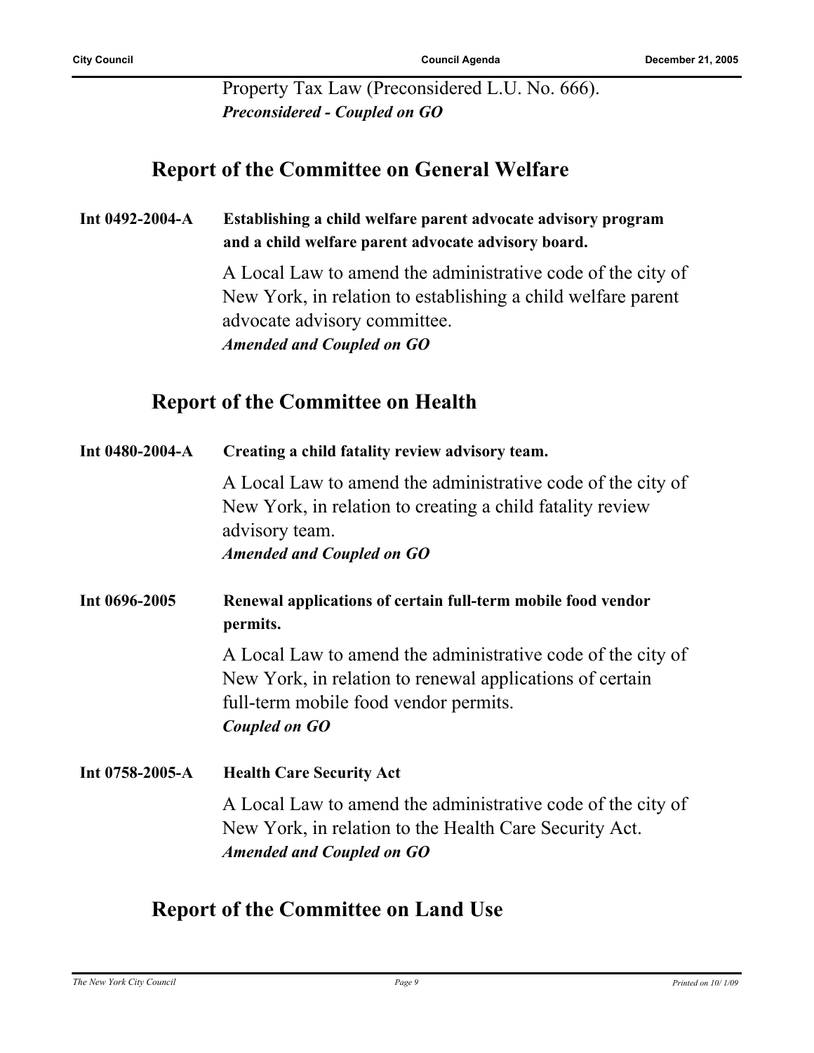Property Tax Law (Preconsidered L.U. No. 666).
***Preconsidered - Coupled on GO***

## Report of the Committee on General Welfare

**Int 0492-2004-A** **Establishing a child welfare parent advocate advisory program and a child welfare parent advocate advisory board.**

A Local Law to amend the administrative code of the city of New York, in relation to establishing a child welfare parent advocate advisory committee.
***Amended and Coupled on GO***

## Report of the Committee on Health

**Int 0480-2004-A** **Creating a child fatality review advisory team.**

A Local Law to amend the administrative code of the city of New York, in relation to creating a child fatality review advisory team.
***Amended and Coupled on GO***

**Int 0696-2005** **Renewal applications of certain full-term mobile food vendor permits.**

A Local Law to amend the administrative code of the city of New York, in relation to renewal applications of certain full-term mobile food vendor permits.
***Coupled on GO***

**Int 0758-2005-A** **Health Care Security Act**

A Local Law to amend the administrative code of the city of New York, in relation to the Health Care Security Act.
***Amended and Coupled on GO***

## Report of the Committee on Land Use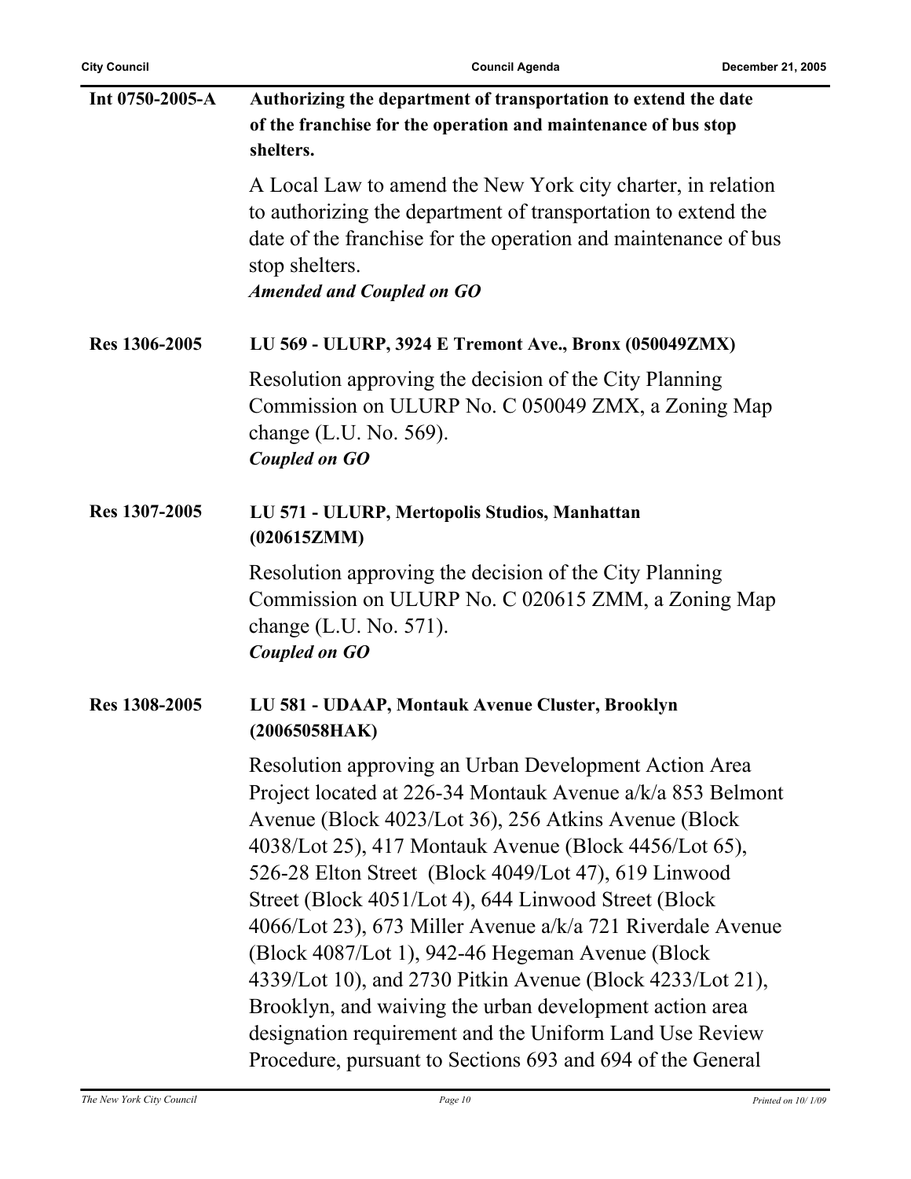**Int 0750-2005-A** **Authorizing the department of transportation to extend the date of the franchise for the operation and maintenance of bus stop shelters.**

A Local Law to amend the New York city charter, in relation to authorizing the department of transportation to extend the date of the franchise for the operation and maintenance of bus stop shelters.
***Amended and Coupled on GO***

**Res 1306-2005** **LU 569 - ULURP, 3924 E Tremont Ave., Bronx (050049ZMX)**

Resolution approving the decision of the City Planning Commission on ULURP No. C 050049 ZMX, a Zoning Map change (L.U. No. 569).
***Coupled on GO***

**Res 1307-2005** **LU 571 - ULURP, Mertopolis Studios, Manhattan (020615ZMM)**

Resolution approving the decision of the City Planning Commission on ULURP No. C 020615 ZMM, a Zoning Map change (L.U. No. 571).
***Coupled on GO***

**Res 1308-2005** **LU 581 - UDAAP, Montauk Avenue Cluster, Brooklyn (20065058HAK)**

Resolution approving an Urban Development Action Area Project located at 226-34 Montauk Avenue a/k/a 853 Belmont Avenue (Block 4023/Lot 36), 256 Atkins Avenue (Block 4038/Lot 25), 417 Montauk Avenue (Block 4456/Lot 65), 526-28 Elton Street (Block 4049/Lot 47), 619 Linwood Street (Block 4051/Lot 4), 644 Linwood Street (Block 4066/Lot 23), 673 Miller Avenue a/k/a 721 Riverdale Avenue (Block 4087/Lot 1), 942-46 Hegeman Avenue (Block 4339/Lot 10), and 2730 Pitkin Avenue (Block 4233/Lot 21), Brooklyn, and waiving the urban development action area designation requirement and the Uniform Land Use Review Procedure, pursuant to Sections 693 and 694 of the General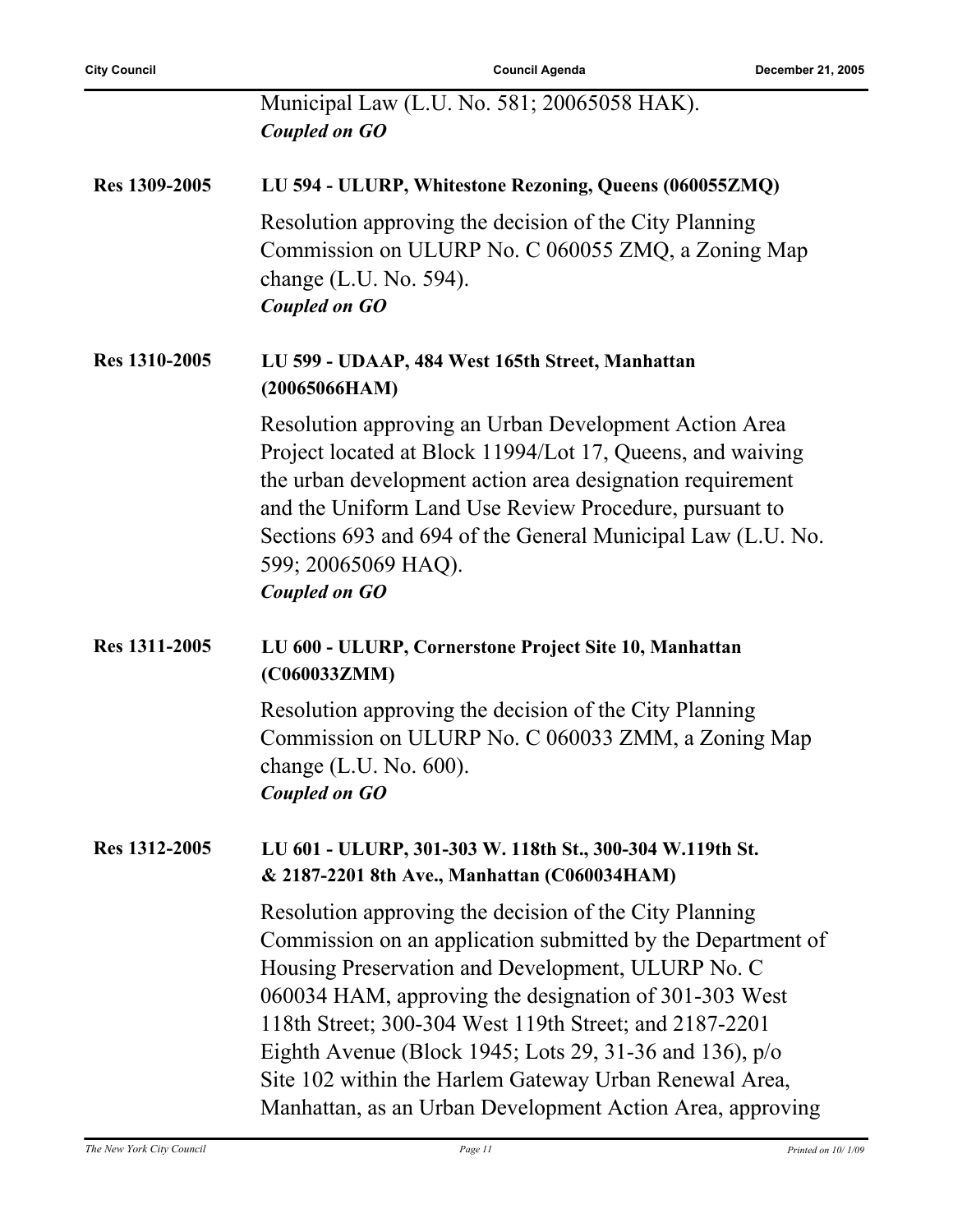Municipal Law (L.U. No. 581; 20065058 HAK).
***Coupled on GO***

**Res 1309-2005** **LU 594 - ULURP, Whitestone Rezoning, Queens (060055ZMQ)**

Resolution approving the decision of the City Planning Commission on ULURP No. C 060055 ZMQ, a Zoning Map change (L.U. No. 594).
***Coupled on GO***

**Res 1310-2005** **LU 599 - UDAAP, 484 West 165th Street, Manhattan (20065066HAM)**

Resolution approving an Urban Development Action Area Project located at Block 11994/Lot 17, Queens, and waiving the urban development action area designation requirement and the Uniform Land Use Review Procedure, pursuant to Sections 693 and 694 of the General Municipal Law (L.U. No. 599; 20065069 HAQ).
***Coupled on GO***

**Res 1311-2005** **LU 600 - ULURP, Cornerstone Project Site 10, Manhattan (C060033ZMM)**

Resolution approving the decision of the City Planning Commission on ULURP No. C 060033 ZMM, a Zoning Map change (L.U. No. 600).
***Coupled on GO***

**Res 1312-2005** **LU 601 - ULURP, 301-303 W. 118th St., 300-304 W.119th St. & 2187-2201 8th Ave., Manhattan (C060034HAM)**

Resolution approving the decision of the City Planning Commission on an application submitted by the Department of Housing Preservation and Development, ULURP No. C 060034 HAM, approving the designation of 301-303 West 118th Street; 300-304 West 119th Street; and 2187-2201 Eighth Avenue (Block 1945; Lots 29, 31-36 and 136), p/o Site 102 within the Harlem Gateway Urban Renewal Area, Manhattan, as an Urban Development Action Area, approving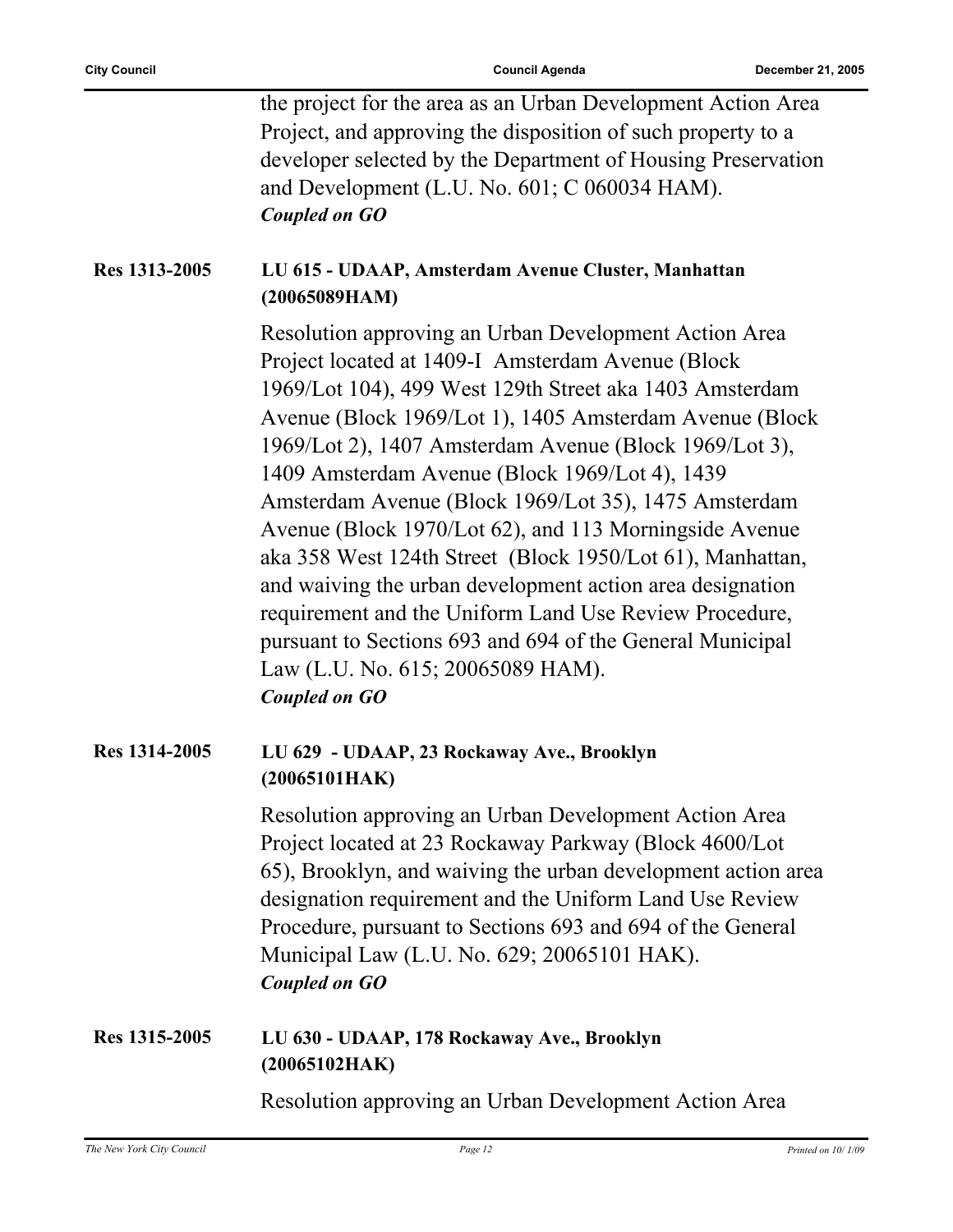the project for the area as an Urban Development Action Area Project, and approving the disposition of such property to a developer selected by the Department of Housing Preservation and Development (L.U. No. 601; C 060034 HAM).
***Coupled on GO***

**Res 1313-2005** **LU 615 - UDAAP, Amsterdam Avenue Cluster, Manhattan (20065089HAM)**

Resolution approving an Urban Development Action Area Project located at 1409-I Amsterdam Avenue (Block 1969/Lot 104), 499 West 129th Street aka 1403 Amsterdam Avenue (Block 1969/Lot 1), 1405 Amsterdam Avenue (Block 1969/Lot 2), 1407 Amsterdam Avenue (Block 1969/Lot 3), 1409 Amsterdam Avenue (Block 1969/Lot 4), 1439 Amsterdam Avenue (Block 1969/Lot 35), 1475 Amsterdam Avenue (Block 1970/Lot 62), and 113 Morningside Avenue aka 358 West 124th Street (Block 1950/Lot 61), Manhattan, and waiving the urban development action area designation requirement and the Uniform Land Use Review Procedure, pursuant to Sections 693 and 694 of the General Municipal Law (L.U. No. 615; 20065089 HAM).
***Coupled on GO***

**Res 1314-2005** **LU 629 - UDAAP, 23 Rockaway Ave., Brooklyn (20065101HAK)**

Resolution approving an Urban Development Action Area Project located at 23 Rockaway Parkway (Block 4600/Lot 65), Brooklyn, and waiving the urban development action area designation requirement and the Uniform Land Use Review Procedure, pursuant to Sections 693 and 694 of the General Municipal Law (L.U. No. 629; 20065101 HAK).
***Coupled on GO***

**Res 1315-2005** **LU 630 - UDAAP, 178 Rockaway Ave., Brooklyn (20065102HAK)**

Resolution approving an Urban Development Action Area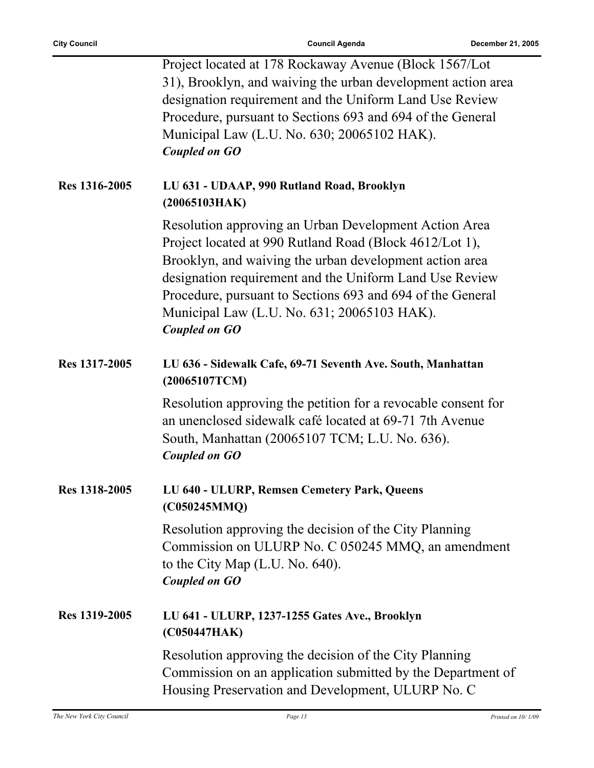Project located at 178 Rockaway Avenue (Block 1567/Lot 31), Brooklyn, and waiving the urban development action area designation requirement and the Uniform Land Use Review Procedure, pursuant to Sections 693 and 694 of the General Municipal Law (L.U. No. 630; 20065102 HAK).
***Coupled on GO***

**Res 1316-2005** **LU 631 - UDAAP, 990 Rutland Road, Brooklyn (20065103HAK)**

Resolution approving an Urban Development Action Area Project located at 990 Rutland Road (Block 4612/Lot 1), Brooklyn, and waiving the urban development action area designation requirement and the Uniform Land Use Review Procedure, pursuant to Sections 693 and 694 of the General Municipal Law (L.U. No. 631; 20065103 HAK).
***Coupled on GO***

**Res 1317-2005** **LU 636 - Sidewalk Cafe, 69-71 Seventh Ave. South, Manhattan (20065107TCM)**

Resolution approving the petition for a revocable consent for an unenclosed sidewalk café located at 69-71 7th Avenue South, Manhattan (20065107 TCM; L.U. No. 636).
***Coupled on GO***

**Res 1318-2005** **LU 640 - ULURP, Remsen Cemetery Park, Queens (C050245MMQ)**

Resolution approving the decision of the City Planning Commission on ULURP No. C 050245 MMQ, an amendment to the City Map (L.U. No. 640).
***Coupled on GO***

**Res 1319-2005** **LU 641 - ULURP, 1237-1255 Gates Ave., Brooklyn (C050447HAK)**

Resolution approving the decision of the City Planning Commission on an application submitted by the Department of Housing Preservation and Development, ULURP No. C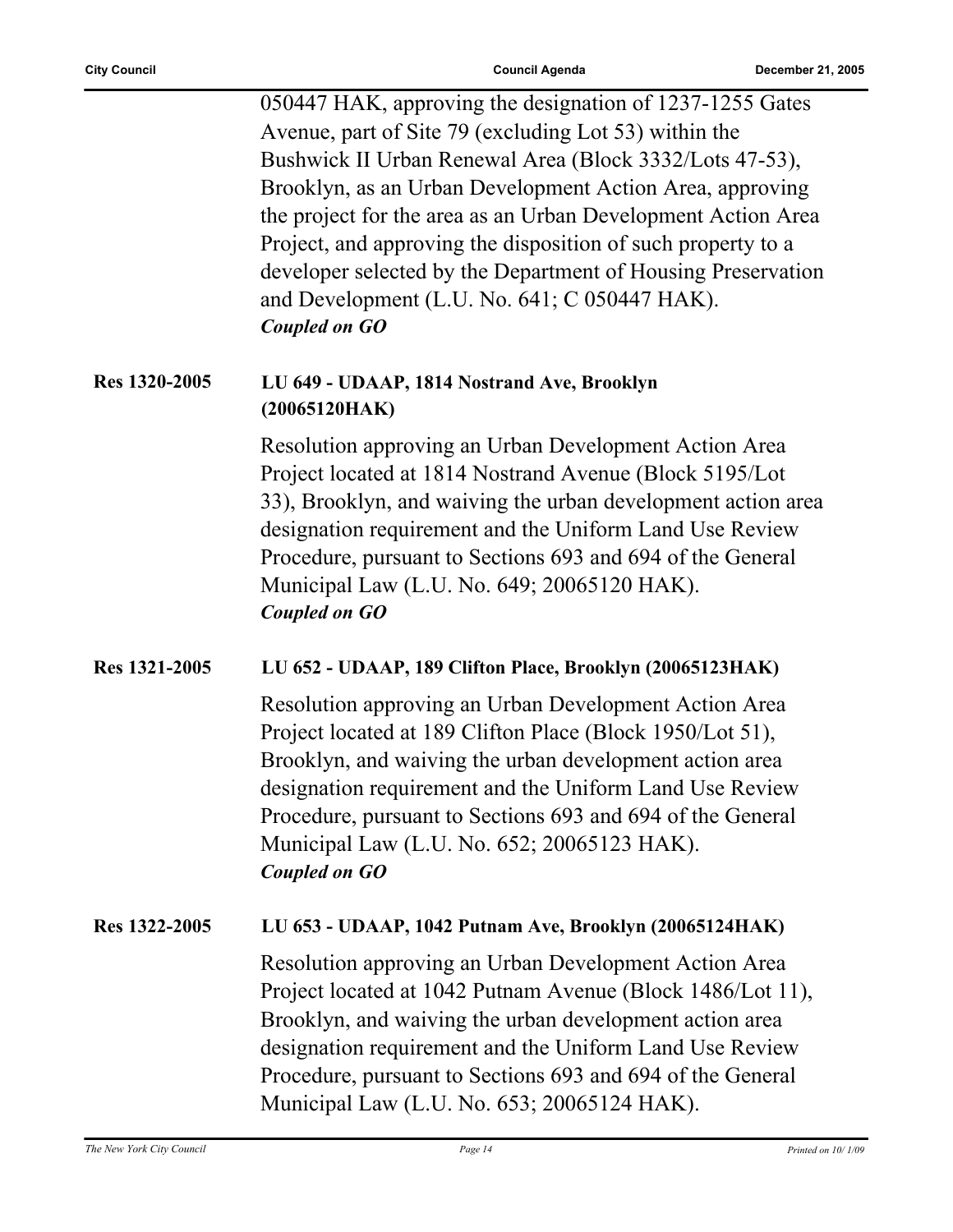050447 HAK, approving the designation of 1237-1255 Gates Avenue, part of Site 79 (excluding Lot 53) within the Bushwick II Urban Renewal Area (Block 3332/Lots 47-53), Brooklyn, as an Urban Development Action Area, approving the project for the area as an Urban Development Action Area Project, and approving the disposition of such property to a developer selected by the Department of Housing Preservation and Development (L.U. No. 641; C 050447 HAK).
***Coupled on GO***

**Res 1320-2005** **LU 649 - UDAAP, 1814 Nostrand Ave, Brooklyn (20065120HAK)**

Resolution approving an Urban Development Action Area Project located at 1814 Nostrand Avenue (Block 5195/Lot 33), Brooklyn, and waiving the urban development action area designation requirement and the Uniform Land Use Review Procedure, pursuant to Sections 693 and 694 of the General Municipal Law (L.U. No. 649; 20065120 HAK).
***Coupled on GO***

**Res 1321-2005** **LU 652 - UDAAP, 189 Clifton Place, Brooklyn (20065123HAK)**

Resolution approving an Urban Development Action Area Project located at 189 Clifton Place (Block 1950/Lot 51), Brooklyn, and waiving the urban development action area designation requirement and the Uniform Land Use Review Procedure, pursuant to Sections 693 and 694 of the General Municipal Law (L.U. No. 652; 20065123 HAK).
***Coupled on GO***

**Res 1322-2005** **LU 653 - UDAAP, 1042 Putnam Ave, Brooklyn (20065124HAK)**

Resolution approving an Urban Development Action Area Project located at 1042 Putnam Avenue (Block 1486/Lot 11), Brooklyn, and waiving the urban development action area designation requirement and the Uniform Land Use Review Procedure, pursuant to Sections 693 and 694 of the General Municipal Law (L.U. No. 653; 20065124 HAK).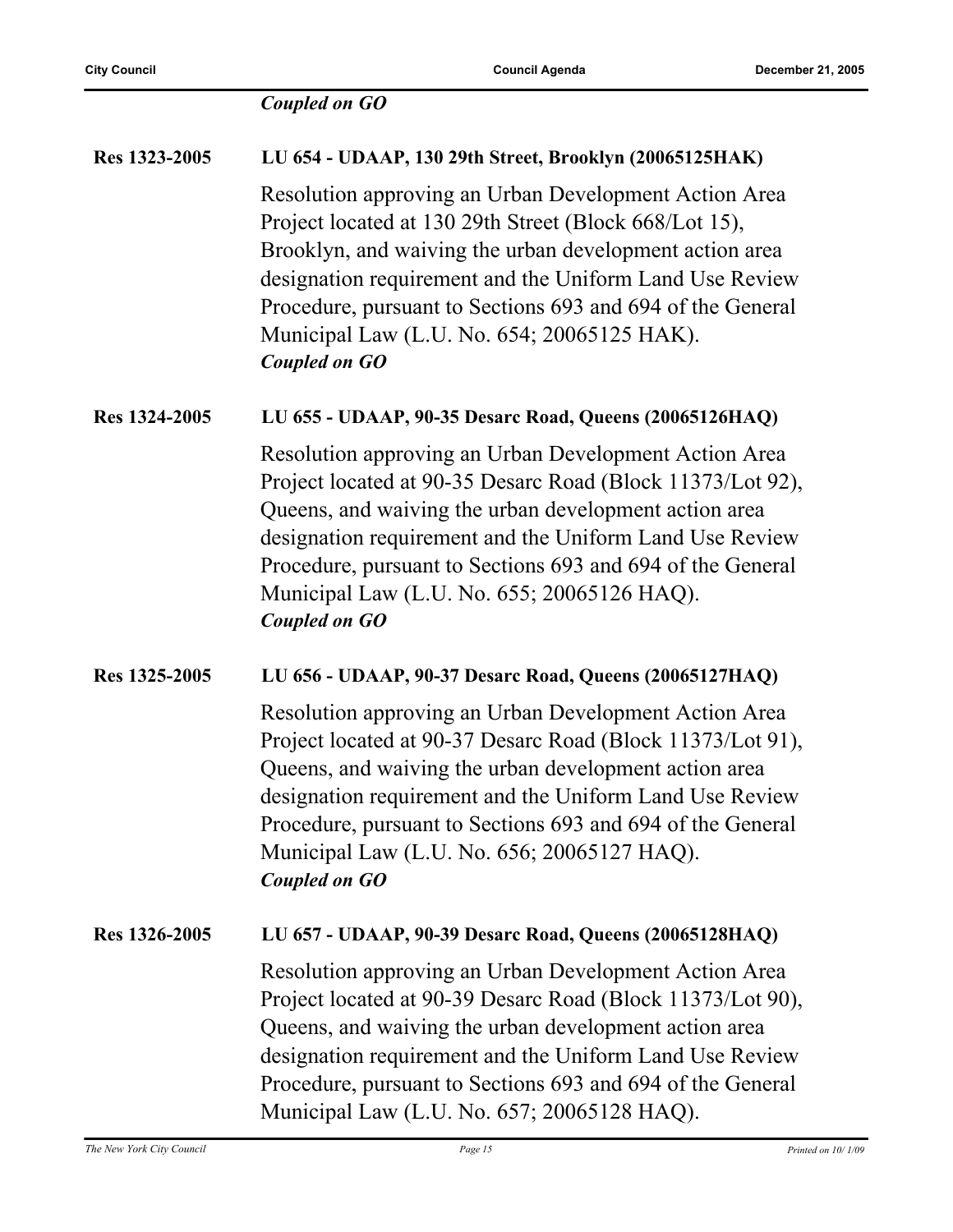*Coupled on GO*

**Res 1323-2005** **LU 654 - UDAAP, 130 29th Street, Brooklyn (20065125HAK)**

Resolution approving an Urban Development Action Area Project located at 130 29th Street (Block 668/Lot 15), Brooklyn, and waiving the urban development action area designation requirement and the Uniform Land Use Review Procedure, pursuant to Sections 693 and 694 of the General Municipal Law (L.U. No. 654; 20065125 HAK).

*Coupled on GO*

**Res 1324-2005** **LU 655 - UDAAP, 90-35 Desarc Road, Queens (20065126HAQ)**

Resolution approving an Urban Development Action Area Project located at 90-35 Desarc Road (Block 11373/Lot 92), Queens, and waiving the urban development action area designation requirement and the Uniform Land Use Review Procedure, pursuant to Sections 693 and 694 of the General Municipal Law (L.U. No. 655; 20065126 HAQ).

*Coupled on GO*

**Res 1325-2005** **LU 656 - UDAAP, 90-37 Desarc Road, Queens (20065127HAQ)**

Resolution approving an Urban Development Action Area Project located at 90-37 Desarc Road (Block 11373/Lot 91), Queens, and waiving the urban development action area designation requirement and the Uniform Land Use Review Procedure, pursuant to Sections 693 and 694 of the General Municipal Law (L.U. No. 656; 20065127 HAQ).

*Coupled on GO*

**Res 1326-2005** **LU 657 - UDAAP, 90-39 Desarc Road, Queens (20065128HAQ)**

Resolution approving an Urban Development Action Area Project located at 90-39 Desarc Road (Block 11373/Lot 90), Queens, and waiving the urban development action area designation requirement and the Uniform Land Use Review Procedure, pursuant to Sections 693 and 694 of the General Municipal Law (L.U. No. 657; 20065128 HAQ).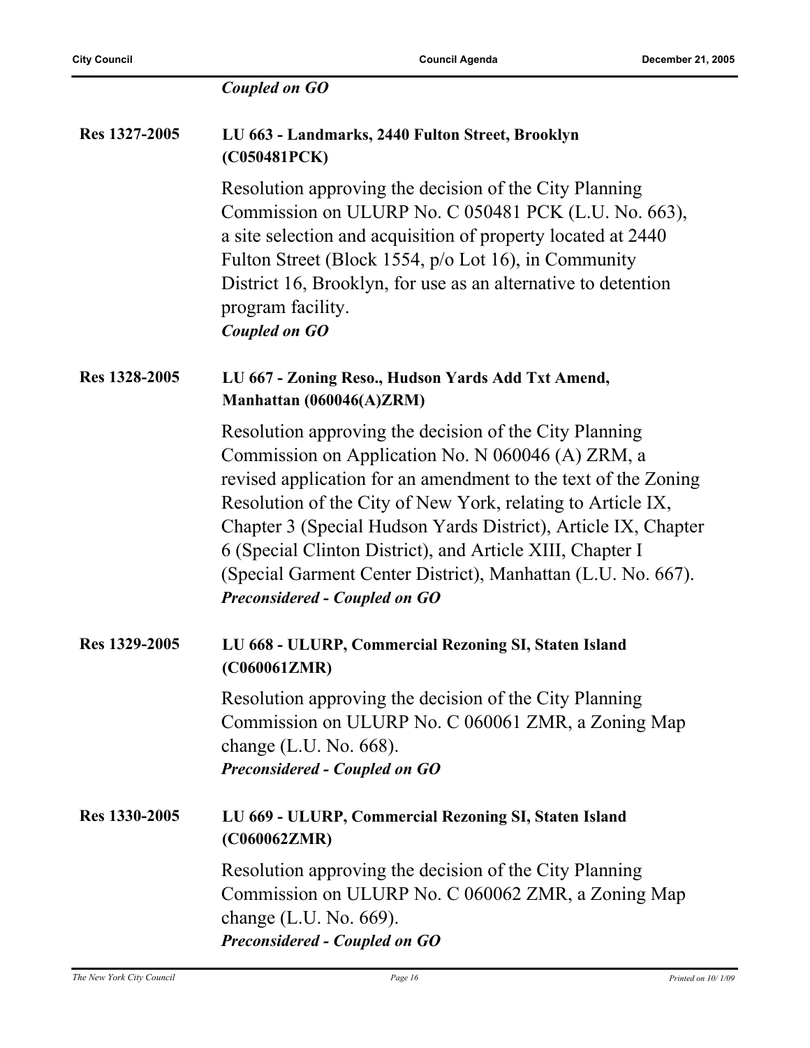*Coupled on GO*

**Res 1327-2005** **LU 663 - Landmarks, 2440 Fulton Street, Brooklyn (C050481PCK)**

Resolution approving the decision of the City Planning Commission on ULURP No. C 050481 PCK (L.U. No. 663), a site selection and acquisition of property located at 2440 Fulton Street (Block 1554, p/o Lot 16), in Community District 16, Brooklyn, for use as an alternative to detention program facility.

***Coupled on GO***

**Res 1328-2005** **LU 667 - Zoning Reso., Hudson Yards Add Txt Amend, Manhattan (060046(A)ZRM)**

Resolution approving the decision of the City Planning Commission on Application No. N 060046 (A) ZRM, a revised application for an amendment to the text of the Zoning Resolution of the City of New York, relating to Article IX, Chapter 3 (Special Hudson Yards District), Article IX, Chapter 6 (Special Clinton District), and Article XIII, Chapter I (Special Garment Center District), Manhattan (L.U. No. 667).

***Preconsidered - Coupled on GO***

**Res 1329-2005** **LU 668 - ULURP, Commercial Rezoning SI, Staten Island (C060061ZMR)**

Resolution approving the decision of the City Planning Commission on ULURP No. C 060061 ZMR, a Zoning Map change (L.U. No. 668).

***Preconsidered - Coupled on GO***

**Res 1330-2005** **LU 669 - ULURP, Commercial Rezoning SI, Staten Island (C060062ZMR)**

Resolution approving the decision of the City Planning Commission on ULURP No. C 060062 ZMR, a Zoning Map change (L.U. No. 669).

***Preconsidered - Coupled on GO***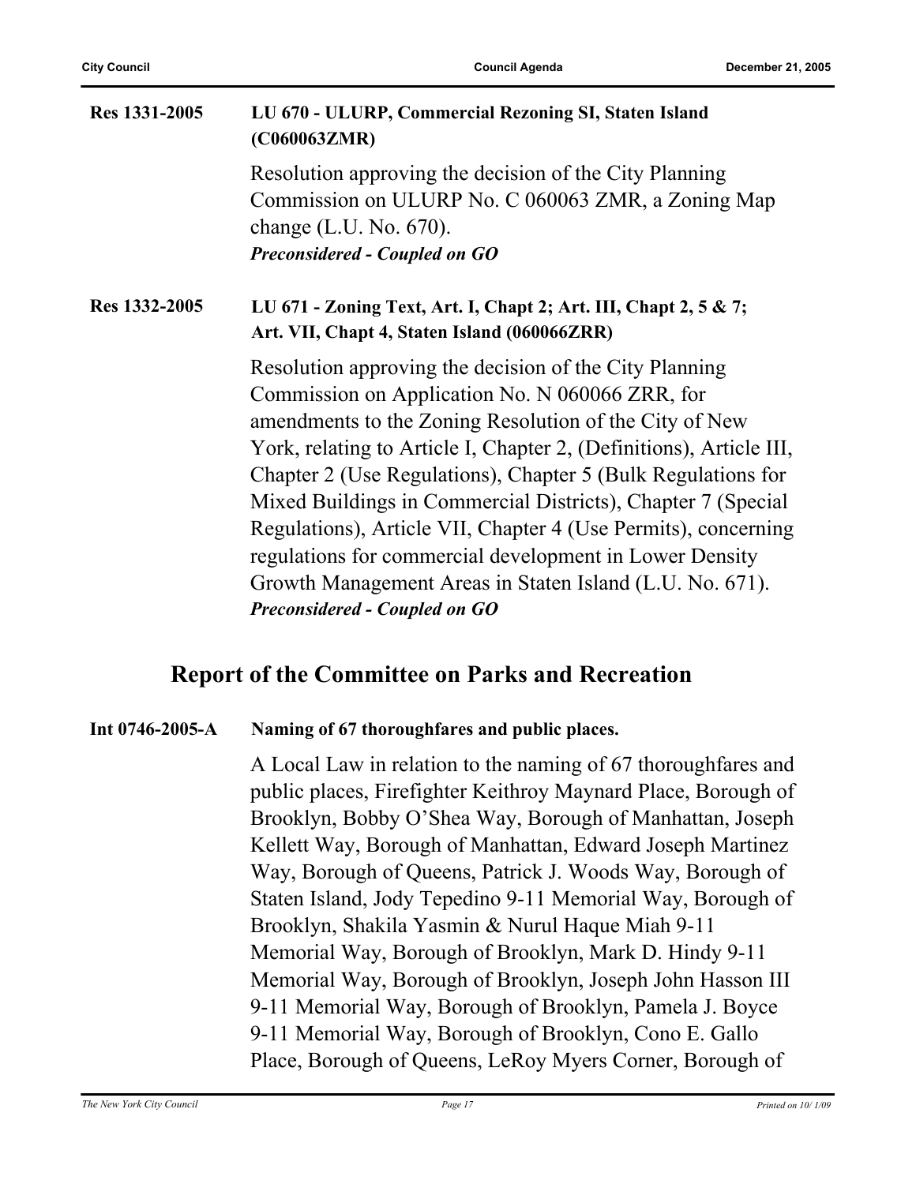**Res 1331-2005** **LU 670 - ULURP, Commercial Rezoning SI, Staten Island (C060063ZMR)**

Resolution approving the decision of the City Planning Commission on ULURP No. C 060063 ZMR, a Zoning Map change (L.U. No. 670).

***Preconsidered - Coupled on GO***

**Res 1332-2005** **LU 671 - Zoning Text, Art. I, Chapt 2; Art. III, Chapt 2, 5 & 7; Art. VII, Chapt 4, Staten Island (060066ZRR)**

Resolution approving the decision of the City Planning Commission on Application No. N 060066 ZRR, for amendments to the Zoning Resolution of the City of New York, relating to Article I, Chapter 2, (Definitions), Article III, Chapter 2 (Use Regulations), Chapter 5 (Bulk Regulations for Mixed Buildings in Commercial Districts), Chapter 7 (Special Regulations), Article VII, Chapter 4 (Use Permits), concerning regulations for commercial development in Lower Density Growth Management Areas in Staten Island (L.U. No. 671).

***Preconsidered - Coupled on GO***

## Report of the Committee on Parks and Recreation

**Int 0746-2005-A** **Naming of 67 thoroughfares and public places.**

A Local Law in relation to the naming of 67 thoroughfares and public places, Firefighter Keithroy Maynard Place, Borough of Brooklyn, Bobby O'Shea Way, Borough of Manhattan, Joseph Kellett Way, Borough of Manhattan, Edward Joseph Martinez Way, Borough of Queens, Patrick J. Woods Way, Borough of Staten Island, Jody Tepedino 9-11 Memorial Way, Borough of Brooklyn, Shakila Yasmin & Nurul Haque Miah 9-11 Memorial Way, Borough of Brooklyn, Mark D. Hindy 9-11 Memorial Way, Borough of Brooklyn, Joseph John Hasson III 9-11 Memorial Way, Borough of Brooklyn, Pamela J. Boyce 9-11 Memorial Way, Borough of Brooklyn, Cono E. Gallo Place, Borough of Queens, LeRoy Myers Corner, Borough of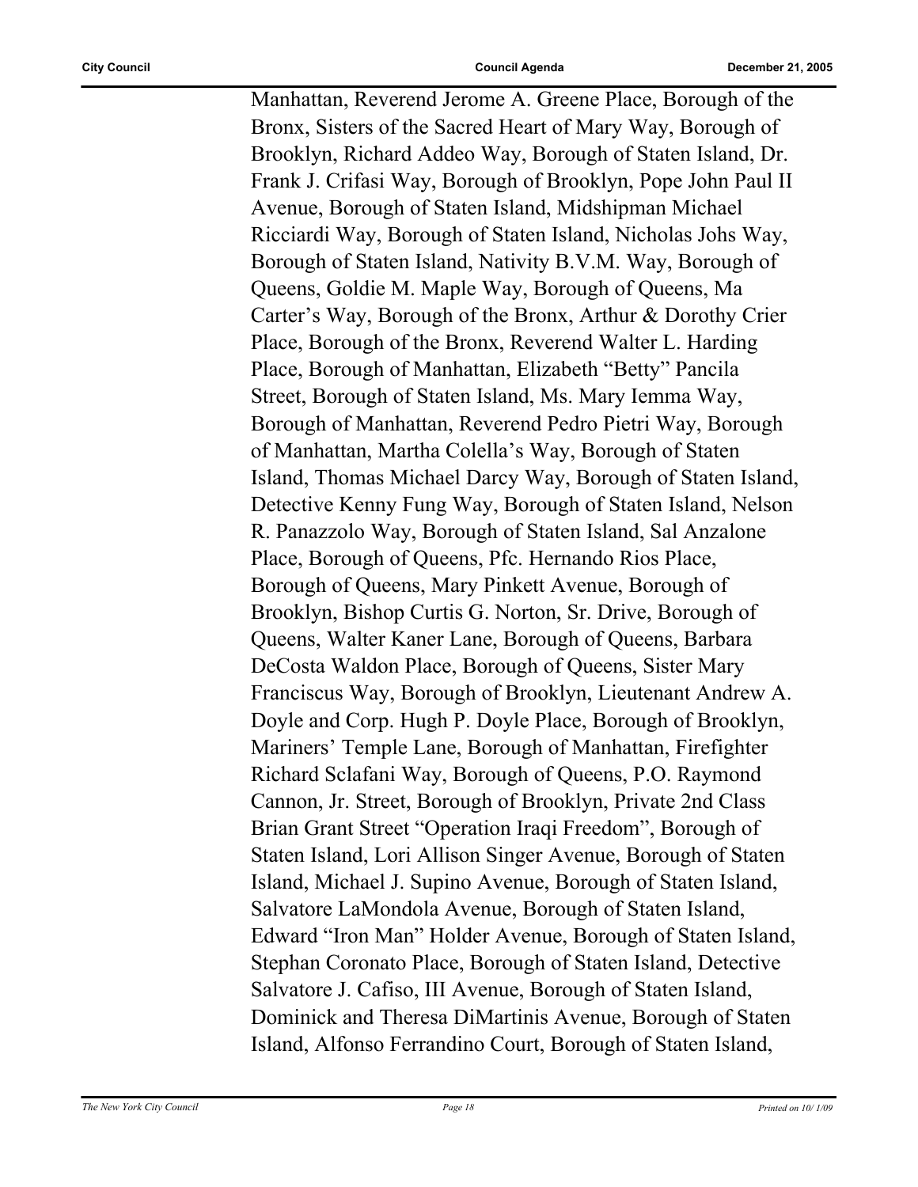Manhattan, Reverend Jerome A. Greene Place, Borough of the Bronx, Sisters of the Sacred Heart of Mary Way, Borough of Brooklyn, Richard Addeo Way, Borough of Staten Island, Dr. Frank J. Crifasi Way, Borough of Brooklyn, Pope John Paul II Avenue, Borough of Staten Island, Midshipman Michael Ricciardi Way, Borough of Staten Island, Nicholas Johs Way, Borough of Staten Island, Nativity B.V.M. Way, Borough of Queens, Goldie M. Maple Way, Borough of Queens, Ma Carter's Way, Borough of the Bronx, Arthur & Dorothy Crier Place, Borough of the Bronx, Reverend Walter L. Harding Place, Borough of Manhattan, Elizabeth "Betty" Pancila Street, Borough of Staten Island, Ms. Mary Iemma Way, Borough of Manhattan, Reverend Pedro Pietri Way, Borough of Manhattan, Martha Colella's Way, Borough of Staten Island, Thomas Michael Darcy Way, Borough of Staten Island, Detective Kenny Fung Way, Borough of Staten Island, Nelson R. Panazzolo Way, Borough of Staten Island, Sal Anzalone Place, Borough of Queens, Pfc. Hernando Rios Place, Borough of Queens, Mary Pinkett Avenue, Borough of Brooklyn, Bishop Curtis G. Norton, Sr. Drive, Borough of Queens, Walter Kaner Lane, Borough of Queens, Barbara DeCosta Waldon Place, Borough of Queens, Sister Mary Franciscus Way, Borough of Brooklyn, Lieutenant Andrew A. Doyle and Corp. Hugh P. Doyle Place, Borough of Brooklyn, Mariners' Temple Lane, Borough of Manhattan, Firefighter Richard Sclafani Way, Borough of Queens, P.O. Raymond Cannon, Jr. Street, Borough of Brooklyn, Private 2nd Class Brian Grant Street "Operation Iraqi Freedom", Borough of Staten Island, Lori Allison Singer Avenue, Borough of Staten Island, Michael J. Supino Avenue, Borough of Staten Island, Salvatore LaMondola Avenue, Borough of Staten Island, Edward "Iron Man" Holder Avenue, Borough of Staten Island, Stephan Coronato Place, Borough of Staten Island, Detective Salvatore J. Cafiso, III Avenue, Borough of Staten Island, Dominick and Theresa DiMartinis Avenue, Borough of Staten Island, Alfonso Ferrandino Court, Borough of Staten Island,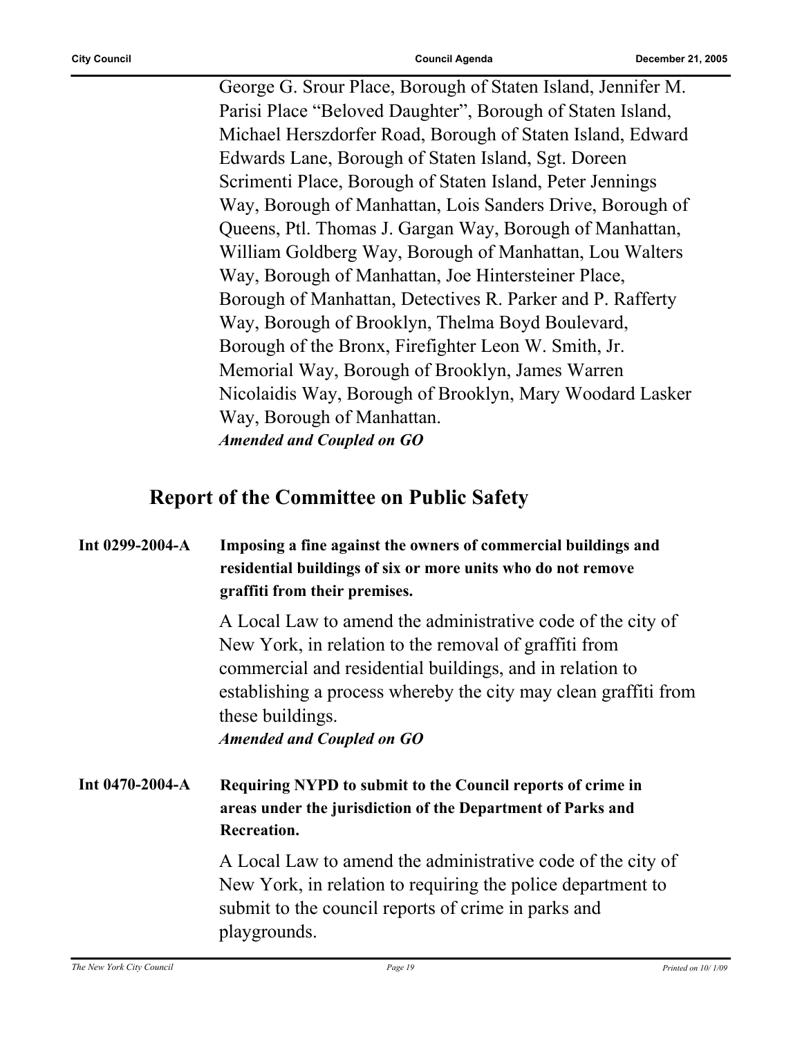George G. Srour Place, Borough of Staten Island, Jennifer M. Parisi Place “Beloved Daughter”, Borough of Staten Island, Michael Herszdorfer Road, Borough of Staten Island, Edward Edwards Lane, Borough of Staten Island, Sgt. Doreen Scrimenti Place, Borough of Staten Island, Peter Jennings Way, Borough of Manhattan, Lois Sanders Drive, Borough of Queens, Ptl. Thomas J. Gargan Way, Borough of Manhattan, William Goldberg Way, Borough of Manhattan, Lou Walters Way, Borough of Manhattan, Joe Hintersteiner Place, Borough of Manhattan, Detectives R. Parker and P. Rafferty Way, Borough of Brooklyn, Thelma Boyd Boulevard, Borough of the Bronx, Firefighter Leon W. Smith, Jr. Memorial Way, Borough of Brooklyn, James Warren Nicolaidis Way, Borough of Brooklyn, Mary Woodard Lasker Way, Borough of Manhattan.

***Amended and Coupled on GO***

## Report of the Committee on Public Safety

**Int 0299-2004-A** **Imposing a fine against the owners of commercial buildings and residential buildings of six or more units who do not remove graffiti from their premises.**

A Local Law to amend the administrative code of the city of New York, in relation to the removal of graffiti from commercial and residential buildings, and in relation to establishing a process whereby the city may clean graffiti from these buildings.

***Amended and Coupled on GO***

**Int 0470-2004-A** **Requiring NYPD to submit to the Council reports of crime in areas under the jurisdiction of the Department of Parks and Recreation.**

A Local Law to amend the administrative code of the city of New York, in relation to requiring the police department to submit to the council reports of crime in parks and playgrounds.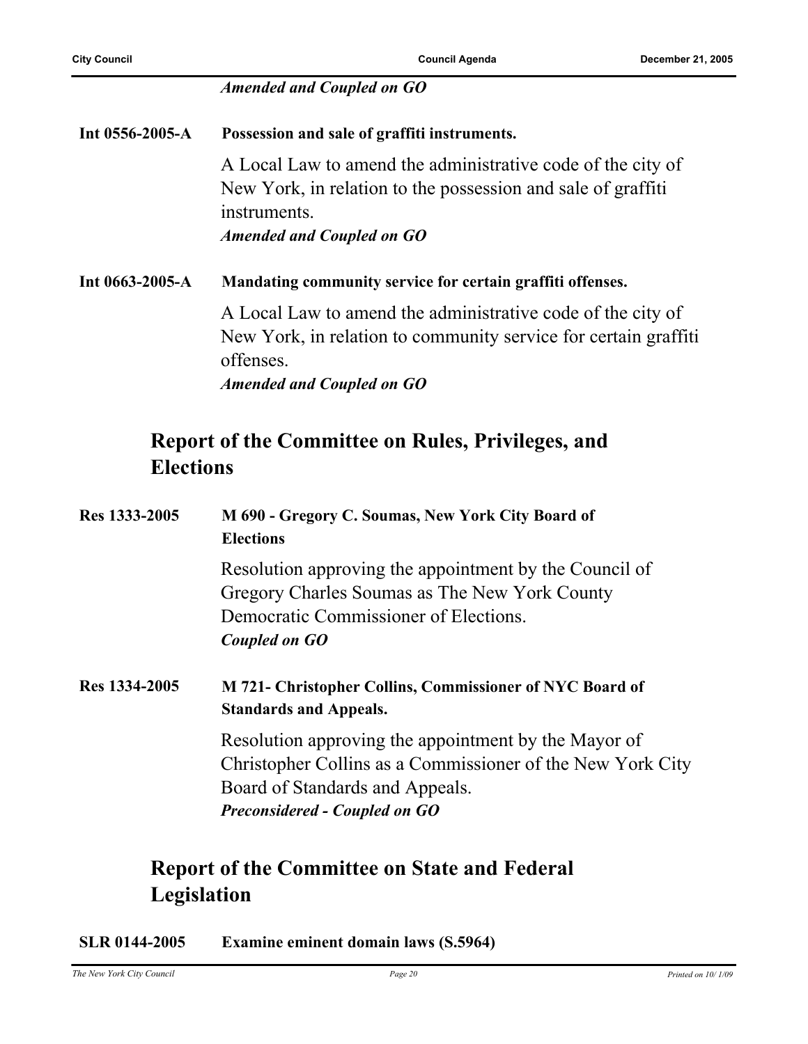*Amended and Coupled on GO*

**Int 0556-2005-A** **Possession and sale of graffiti instruments.**

A Local Law to amend the administrative code of the city of New York, in relation to the possession and sale of graffiti instruments.

*Amended and Coupled on GO*

**Int 0663-2005-A** **Mandating community service for certain graffiti offenses.**

A Local Law to amend the administrative code of the city of New York, in relation to community service for certain graffiti offenses.

*Amended and Coupled on GO*

## Report of the Committee on Rules, Privileges, and Elections

**Res 1333-2005** **M 690 - Gregory C. Soumas, New York City Board of Elections**

Resolution approving the appointment by the Council of Gregory Charles Soumas as The New York County Democratic Commissioner of Elections.

*Coupled on GO*

**Res 1334-2005** **M 721- Christopher Collins, Commissioner of NYC Board of Standards and Appeals.**

Resolution approving the appointment by the Mayor of Christopher Collins as a Commissioner of the New York City Board of Standards and Appeals.

*Preconsidered - Coupled on GO*

## Report of the Committee on State and Federal Legislation

**SLR 0144-2005** **Examine eminent domain laws (S.5964)**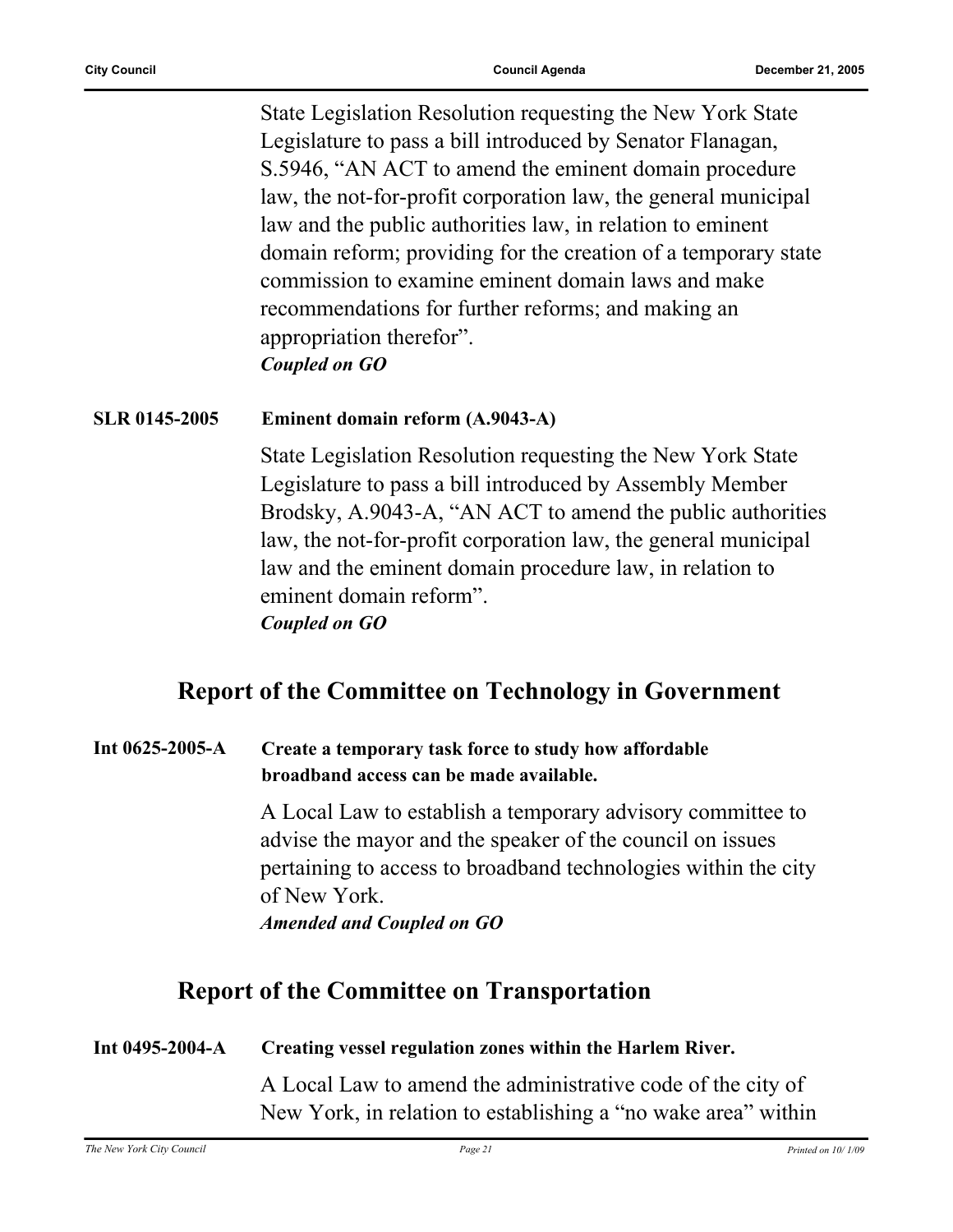State Legislation Resolution requesting the New York State Legislature to pass a bill introduced by Senator Flanagan, S.5946, “AN ACT to amend the eminent domain procedure law, the not-for-profit corporation law, the general municipal law and the public authorities law, in relation to eminent domain reform; providing for the creation of a temporary state commission to examine eminent domain laws and make recommendations for further reforms; and making an appropriation therefor”.

***Coupled on GO***

**SLR 0145-2005** **Eminent domain reform (A.9043-A)**

State Legislation Resolution requesting the New York State Legislature to pass a bill introduced by Assembly Member Brodsky, A.9043-A, “AN ACT to amend the public authorities law, the not-for-profit corporation law, the general municipal law and the eminent domain procedure law, in relation to eminent domain reform”.

***Coupled on GO***

## Report of the Committee on Technology in Government

**Int 0625-2005-A** **Create a temporary task force to study how affordable broadband access can be made available.**

A Local Law to establish a temporary advisory committee to advise the mayor and the speaker of the council on issues pertaining to access to broadband technologies within the city of New York.

***Amended and Coupled on GO***

## Report of the Committee on Transportation

**Int 0495-2004-A** **Creating vessel regulation zones within the Harlem River.**

A Local Law to amend the administrative code of the city of New York, in relation to establishing a “no wake area” within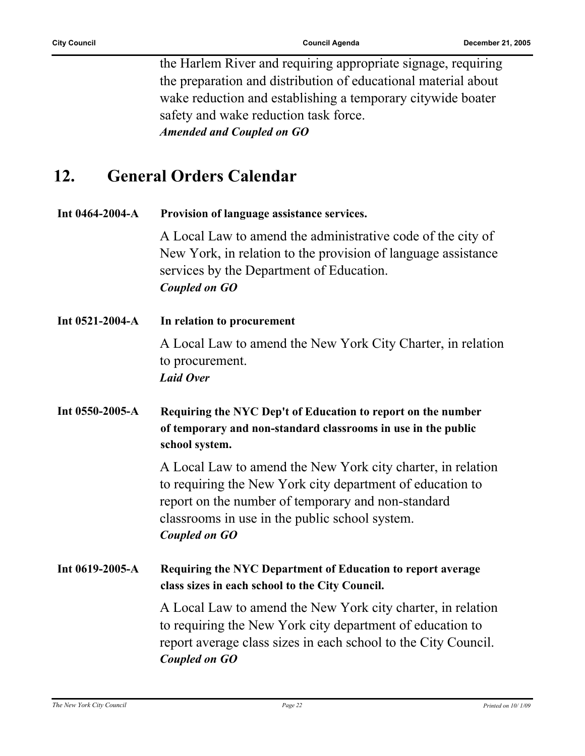the Harlem River and requiring appropriate signage, requiring the preparation and distribution of educational material about wake reduction and establishing a temporary citywide boater safety and wake reduction task force.
***Amended and Coupled on GO***

## 12. General Orders Calendar

**Int 0464-2004-A** **Provision of language assistance services.**

A Local Law to amend the administrative code of the city of New York, in relation to the provision of language assistance services by the Department of Education.
***Coupled on GO***

**Int 0521-2004-A** **In relation to procurement**

A Local Law to amend the New York City Charter, in relation to procurement.
***Laid Over***

**Int 0550-2005-A** **Requiring the NYC Dep't of Education to report on the number of temporary and non-standard classrooms in use in the public school system.**

A Local Law to amend the New York city charter, in relation to requiring the New York city department of education to report on the number of temporary and non-standard classrooms in use in the public school system.
***Coupled on GO***

**Int 0619-2005-A** **Requiring the NYC Department of Education to report average class sizes in each school to the City Council.**

A Local Law to amend the New York city charter, in relation to requiring the New York city department of education to report average class sizes in each school to the City Council.
***Coupled on GO***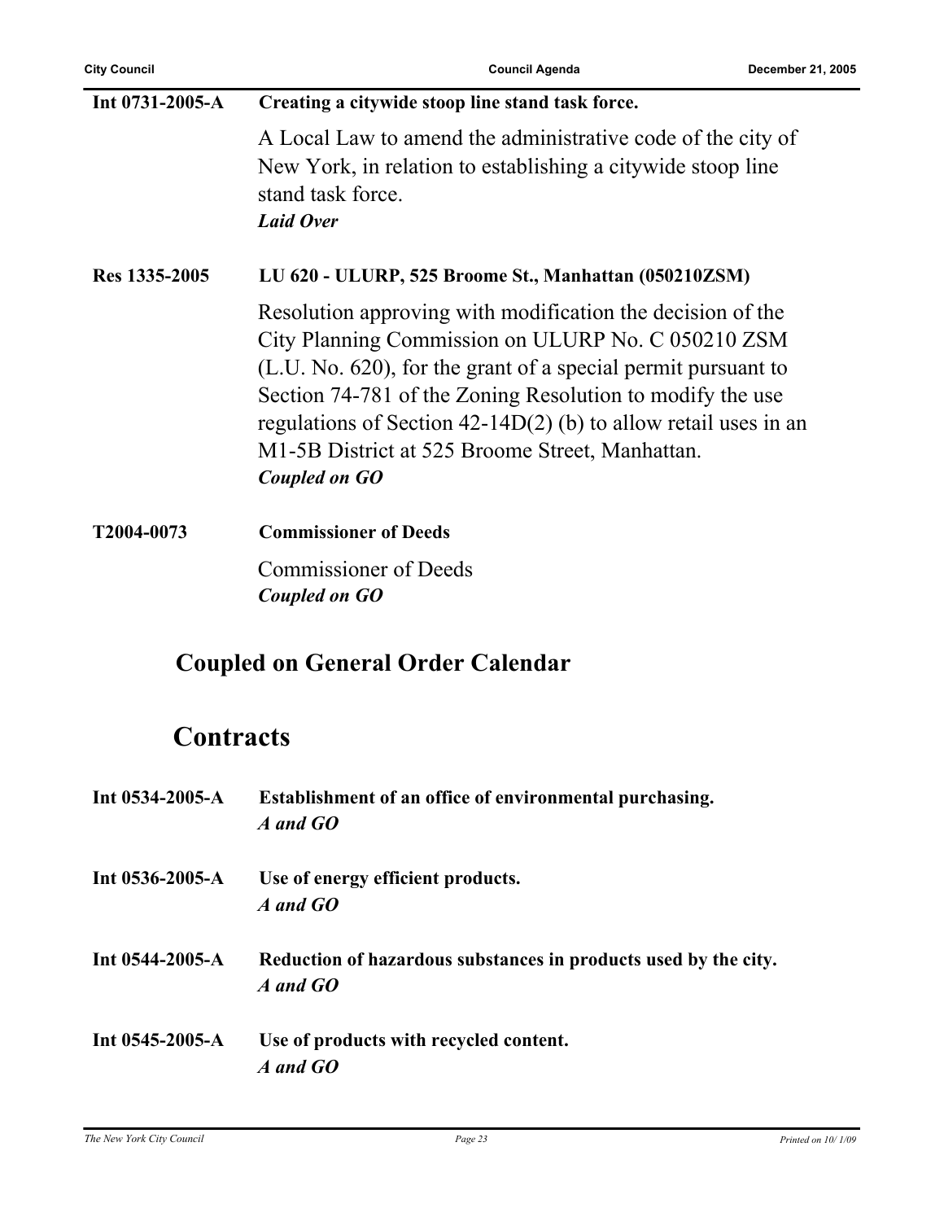**Int 0731-2005-A** **Creating a citywide stoop line stand task force.**

A Local Law to amend the administrative code of the city of New York, in relation to establishing a citywide stoop line stand task force.

***Laid Over***

**Res 1335-2005** **LU 620 - ULURP, 525 Broome St., Manhattan (050210ZSM)**

Resolution approving with modification the decision of the City Planning Commission on ULURP No. C 050210 ZSM (L.U. No. 620), for the grant of a special permit pursuant to Section 74-781 of the Zoning Resolution to modify the use regulations of Section 42-14D(2) (b) to allow retail uses in an M1-5B District at 525 Broome Street, Manhattan.

***Coupled on GO***

**T2004-0073** **Commissioner of Deeds**

Commissioner of Deeds

***Coupled on GO***

## Coupled on General Order Calendar

## Contracts

**Int 0534-2005-A** **Establishment of an office of environmental purchasing.**

***A and GO***

**Int 0536-2005-A** **Use of energy efficient products.**

***A and GO***

**Int 0544-2005-A** **Reduction of hazardous substances in products used by the city.**

***A and GO***

**Int 0545-2005-A** **Use of products with recycled content.**

***A and GO***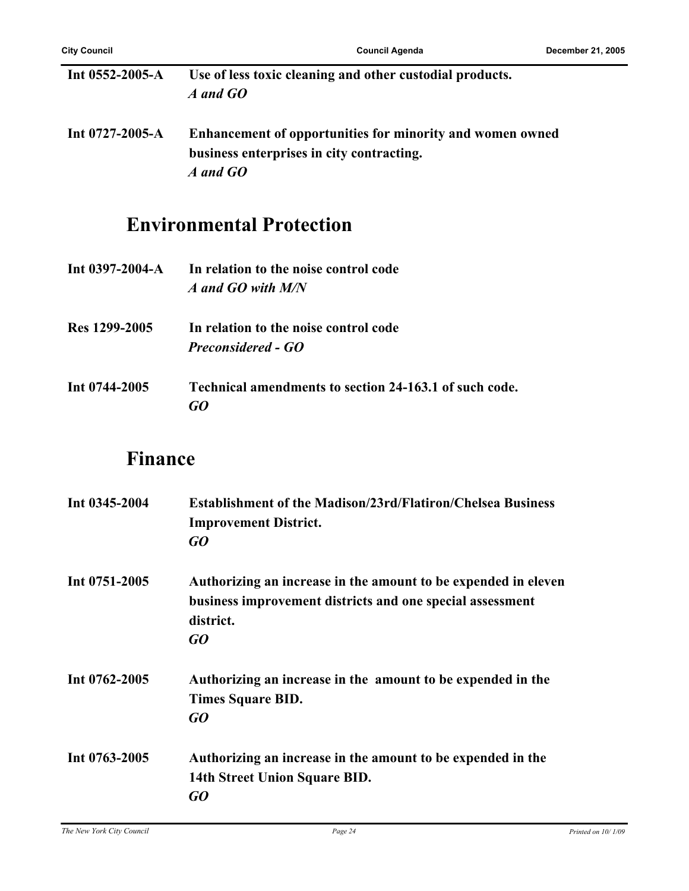| | |
|---|---|
| **Int 0552-2005-A** | **Use of less toxic cleaning and other custodial products.**<br>***A and GO*** |
| **Int 0727-2005-A** | **Enhancement of opportunities for minority and women owned business enterprises in city contracting.**<br>***A and GO*** |

## Environmental Protection

| | |
|---|---|
| **Int 0397-2004-A** | **In relation to the noise control code**<br>***A and GO with M/N*** |
| **Res 1299-2005** | **In relation to the noise control code**<br>***Preconsidered - GO*** |
| **Int 0744-2005** | **Technical amendments to section 24-163.1 of such code.**<br>***GO*** |

## Finance

| | |
|---|---|
| **Int 0345-2004** | **Establishment of the Madison/23rd/Flatiron/Chelsea Business Improvement District.**<br>***GO*** |
| **Int 0751-2005** | **Authorizing an increase in the amount to be expended in eleven business improvement districts and one special assessment district.**<br>***GO*** |
| **Int 0762-2005** | **Authorizing an increase in the amount to be expended in the Times Square BID.**<br>***GO*** |
| **Int 0763-2005** | **Authorizing an increase in the amount to be expended in the 14th Street Union Square BID.**<br>***GO*** |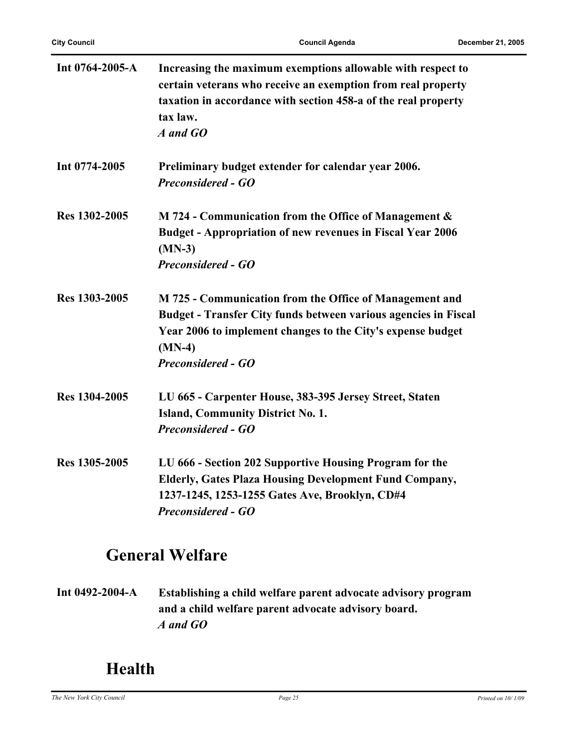**Int 0764-2005-A** **Increasing the maximum exemptions allowable with respect to certain veterans who receive an exemption from real property taxation in accordance with section 458-a of the real property tax law.**
***A and GO***

**Int 0774-2005** **Preliminary budget extender for calendar year 2006.**
***Preconsidered - GO***

**Res 1302-2005** **M 724 - Communication from the Office of Management & Budget - Appropriation of new revenues in Fiscal Year 2006 (MN-3)**
***Preconsidered - GO***

**Res 1303-2005** **M 725 - Communication from the Office of Management and Budget - Transfer City funds between various agencies in Fiscal Year 2006 to implement changes to the City's expense budget (MN-4)**
***Preconsidered - GO***

**Res 1304-2005** **LU 665 - Carpenter House, 383-395 Jersey Street, Staten Island, Community District No. 1.**
***Preconsidered - GO***

**Res 1305-2005** **LU 666 - Section 202 Supportive Housing Program for the Elderly, Gates Plaza Housing Development Fund Company, 1237-1245, 1253-1255 Gates Ave, Brooklyn, CD#4**
***Preconsidered - GO***

## General Welfare

**Int 0492-2004-A** **Establishing a child welfare parent advocate advisory program and a child welfare parent advocate advisory board.**
***A and GO***

## Health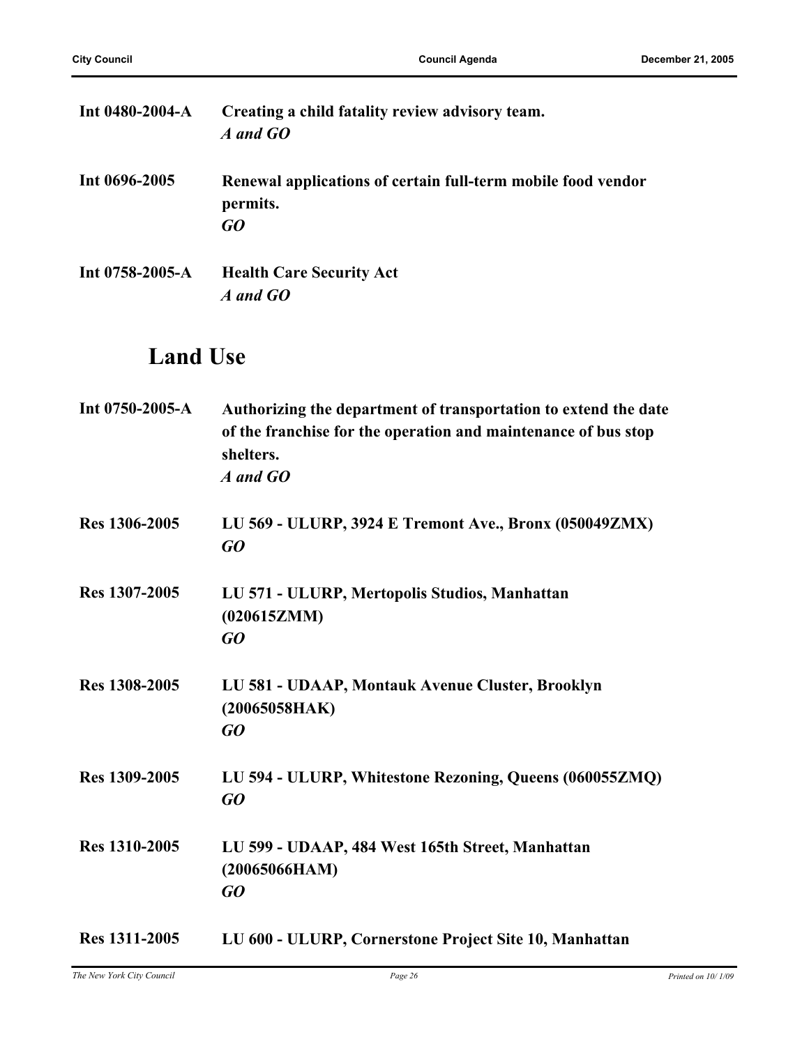**Int 0480-2004-A** **Creating a child fatality review advisory team.**
*A and GO*

**Int 0696-2005** **Renewal applications of certain full-term mobile food vendor permits.**
*GO*

**Int 0758-2005-A** **Health Care Security Act**
*A and GO*

## Land Use

**Int 0750-2005-A** **Authorizing the department of transportation to extend the date of the franchise for the operation and maintenance of bus stop shelters.**
*A and GO*

**Res 1306-2005** **LU 569 - ULURP, 3924 E Tremont Ave., Bronx (050049ZMX)**
*GO*

**Res 1307-2005** **LU 571 - ULURP, Mertopolis Studios, Manhattan (020615ZMM)**
*GO*

**Res 1308-2005** **LU 581 - UDAAP, Montauk Avenue Cluster, Brooklyn (20065058HAK)**
*GO*

**Res 1309-2005** **LU 594 - ULURP, Whitestone Rezoning, Queens (060055ZMQ)**
*GO*

**Res 1310-2005** **LU 599 - UDAAP, 484 West 165th Street, Manhattan (20065066HAM)**
*GO*

**Res 1311-2005** **LU 600 - ULURP, Cornerstone Project Site 10, Manhattan**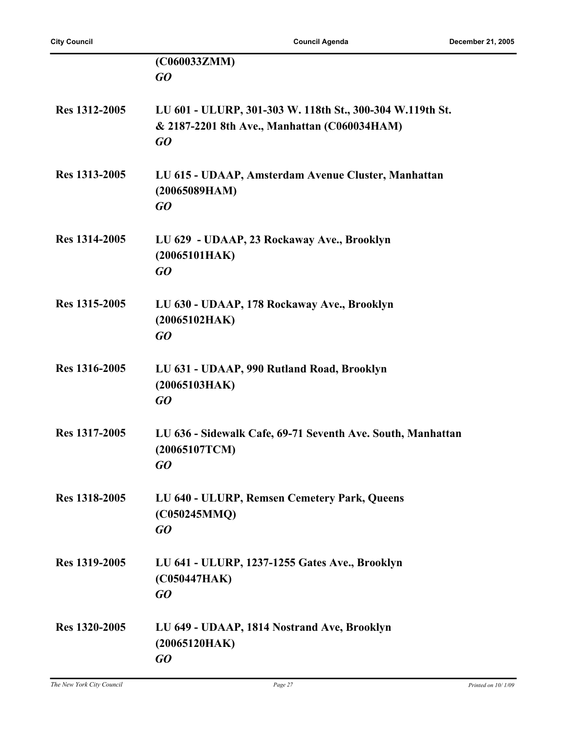**(C060033ZMM)**
***GO***

**Res 1312-2005** **LU 601 - ULURP, 301-303 W. 118th St., 300-304 W.119th St. & 2187-2201 8th Ave., Manhattan (C060034HAM)**
***GO***

**Res 1313-2005** **LU 615 - UDAAP, Amsterdam Avenue Cluster, Manhattan (20065089HAM)**
***GO***

**Res 1314-2005** **LU 629 - UDAAP, 23 Rockaway Ave., Brooklyn (20065101HAK)**
***GO***

**Res 1315-2005** **LU 630 - UDAAP, 178 Rockaway Ave., Brooklyn (20065102HAK)**
***GO***

**Res 1316-2005** **LU 631 - UDAAP, 990 Rutland Road, Brooklyn (20065103HAK)**
***GO***

**Res 1317-2005** **LU 636 - Sidewalk Cafe, 69-71 Seventh Ave. South, Manhattan (20065107TCM)**
***GO***

**Res 1318-2005** **LU 640 - ULURP, Remsen Cemetery Park, Queens (C050245MMQ)**
***GO***

**Res 1319-2005** **LU 641 - ULURP, 1237-1255 Gates Ave., Brooklyn (C050447HAK)**
***GO***

**Res 1320-2005** **LU 649 - UDAAP, 1814 Nostrand Ave, Brooklyn (20065120HAK)**
***GO***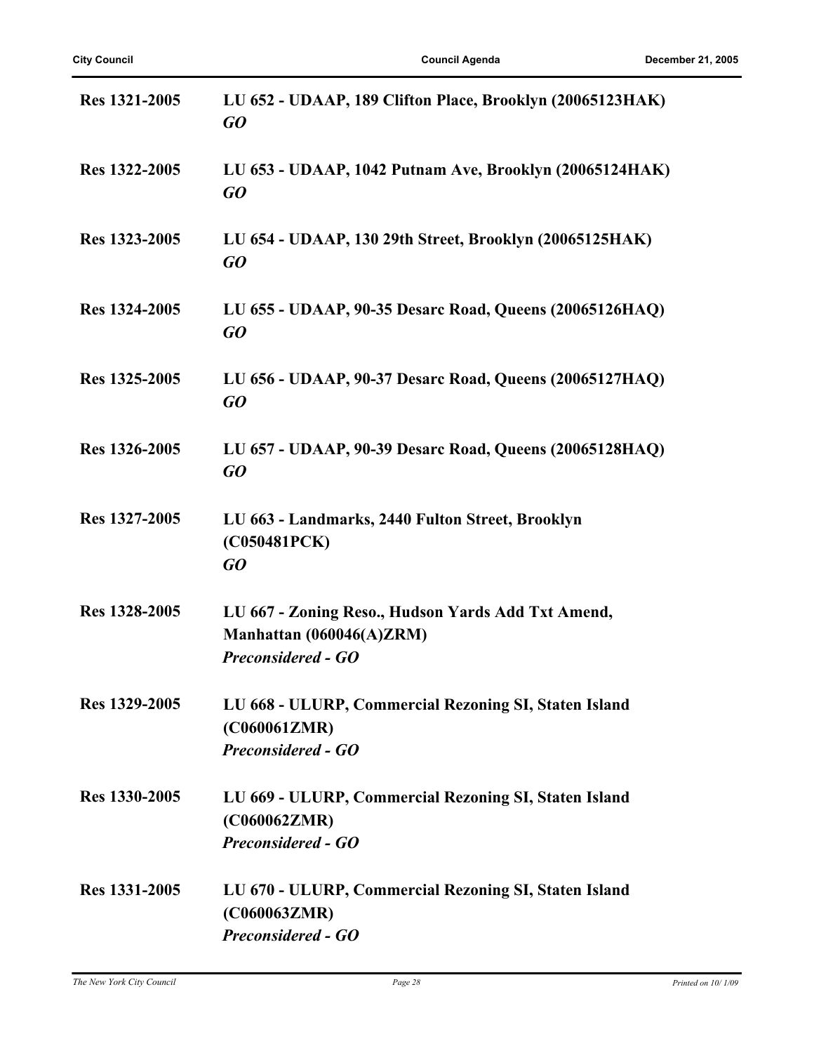| | |
|---|---|
| Res 1321-2005 | **LU 652 - UDAAP, 189 Clifton Place, Brooklyn (20065123HAK)**<br>***GO*** |
| Res 1322-2005 | **LU 653 - UDAAP, 1042 Putnam Ave, Brooklyn (20065124HAK)**<br>***GO*** |
| Res 1323-2005 | **LU 654 - UDAAP, 130 29th Street, Brooklyn (20065125HAK)**<br>***GO*** |
| Res 1324-2005 | **LU 655 - UDAAP, 90-35 Desarc Road, Queens (20065126HAQ)**<br>***GO*** |
| Res 1325-2005 | **LU 656 - UDAAP, 90-37 Desarc Road, Queens (20065127HAQ)**<br>***GO*** |
| Res 1326-2005 | **LU 657 - UDAAP, 90-39 Desarc Road, Queens (20065128HAQ)**<br>***GO*** |
| Res 1327-2005 | **LU 663 - Landmarks, 2440 Fulton Street, Brooklyn (C050481PCK)**<br>***GO*** |
| Res 1328-2005 | **LU 667 - Zoning Reso., Hudson Yards Add Txt Amend, Manhattan (060046(A)ZRM)**<br>***Preconsidered - GO*** |
| Res 1329-2005 | **LU 668 - ULURP, Commercial Rezoning SI, Staten Island (C060061ZMR)**<br>***Preconsidered - GO*** |
| Res 1330-2005 | **LU 669 - ULURP, Commercial Rezoning SI, Staten Island (C060062ZMR)**<br>***Preconsidered - GO*** |
| Res 1331-2005 | **LU 670 - ULURP, Commercial Rezoning SI, Staten Island (C060063ZMR)**<br>***Preconsidered - GO*** |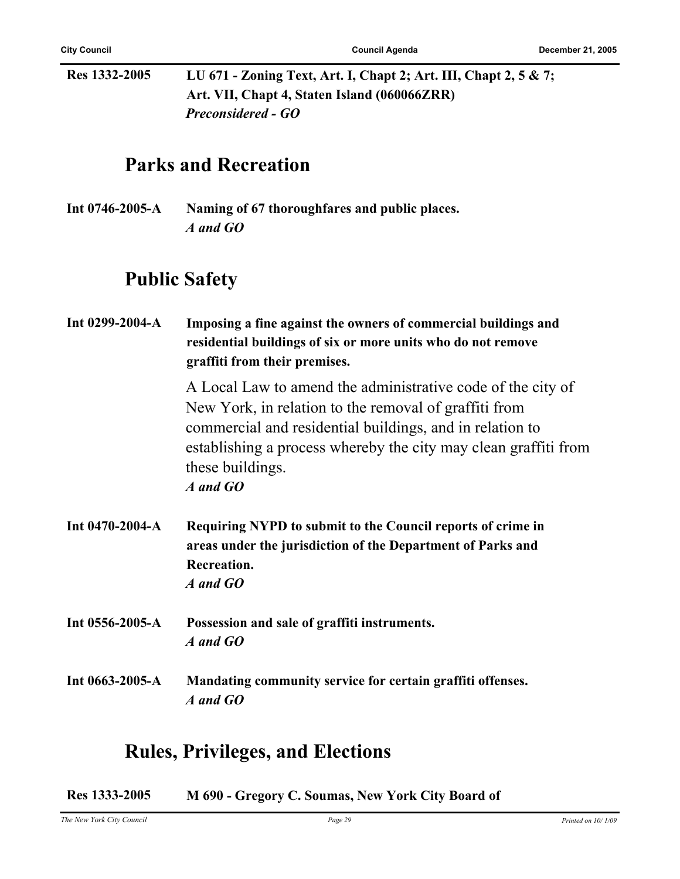**Res 1332-2005** **LU 671 - Zoning Text, Art. I, Chapt 2; Art. III, Chapt 2, 5 & 7; Art. VII, Chapt 4, Staten Island (060066ZRR)**
***Preconsidered - GO***

## Parks and Recreation

**Int 0746-2005-A** **Naming of 67 thoroughfares and public places.**
***A and GO***

## Public Safety

**Int 0299-2004-A** **Imposing a fine against the owners of commercial buildings and residential buildings of six or more units who do not remove graffiti from their premises.**

A Local Law to amend the administrative code of the city of New York, in relation to the removal of graffiti from commercial and residential buildings, and in relation to establishing a process whereby the city may clean graffiti from these buildings.
***A and GO***

**Int 0470-2004-A** **Requiring NYPD to submit to the Council reports of crime in areas under the jurisdiction of the Department of Parks and Recreation.**
***A and GO***

**Int 0556-2005-A** **Possession and sale of graffiti instruments.**
***A and GO***

**Int 0663-2005-A** **Mandating community service for certain graffiti offenses.**
***A and GO***

## Rules, Privileges, and Elections

**Res 1333-2005** **M 690 - Gregory C. Soumas, New York City Board of**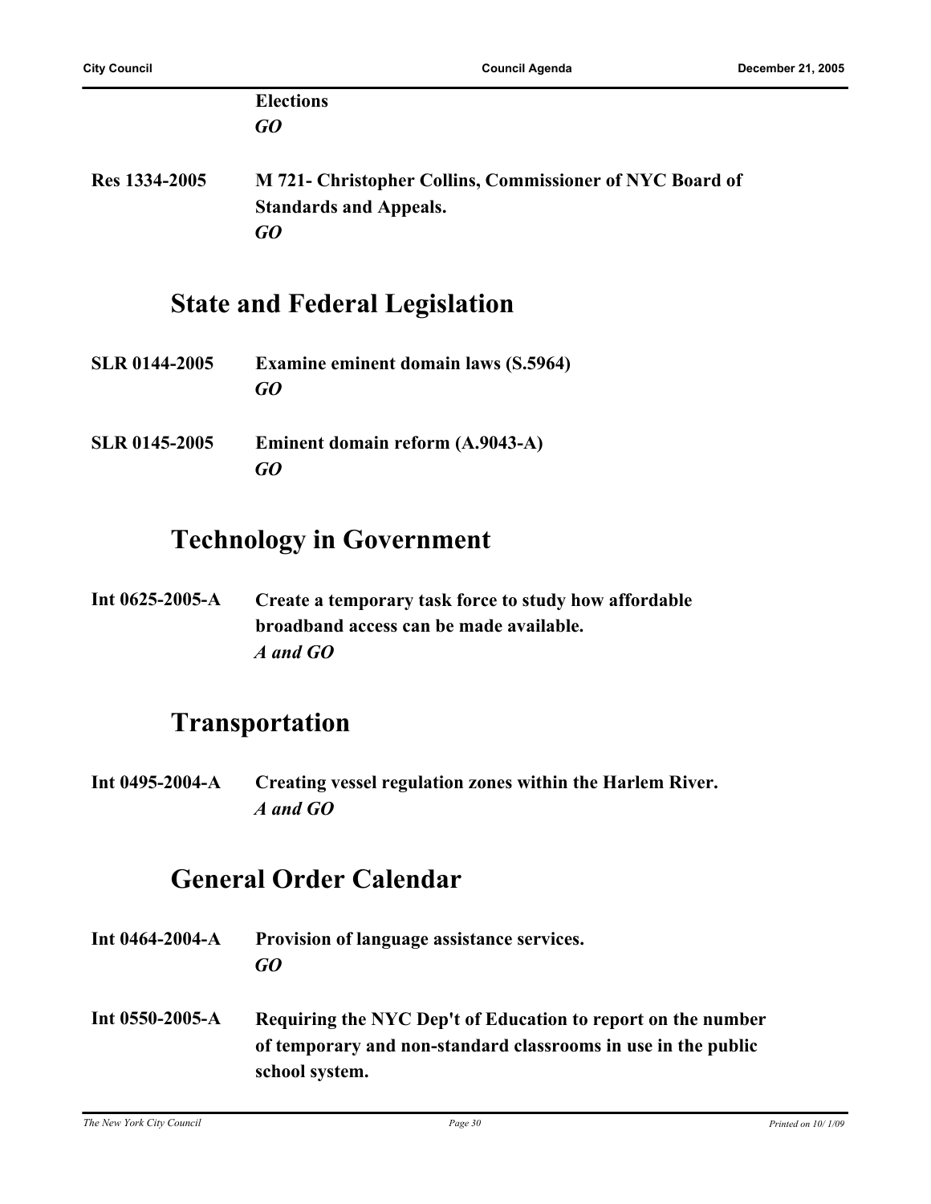**Elections**
***GO***

**Res 1334-2005** **M 721- Christopher Collins, Commissioner of NYC Board of Standards and Appeals.**
***GO***

## State and Federal Legislation

**SLR 0144-2005** **Examine eminent domain laws (S.5964)**
***GO***

**SLR 0145-2005** **Eminent domain reform (A.9043-A)**
***GO***

## Technology in Government

**Int 0625-2005-A** **Create a temporary task force to study how affordable broadband access can be made available.**
***A and GO***

## Transportation

**Int 0495-2004-A** **Creating vessel regulation zones within the Harlem River.**
***A and GO***

## General Order Calendar

**Int 0464-2004-A** **Provision of language assistance services.**
***GO***

**Int 0550-2005-A** **Requiring the NYC Dep't of Education to report on the number of temporary and non-standard classrooms in use in the public school system.**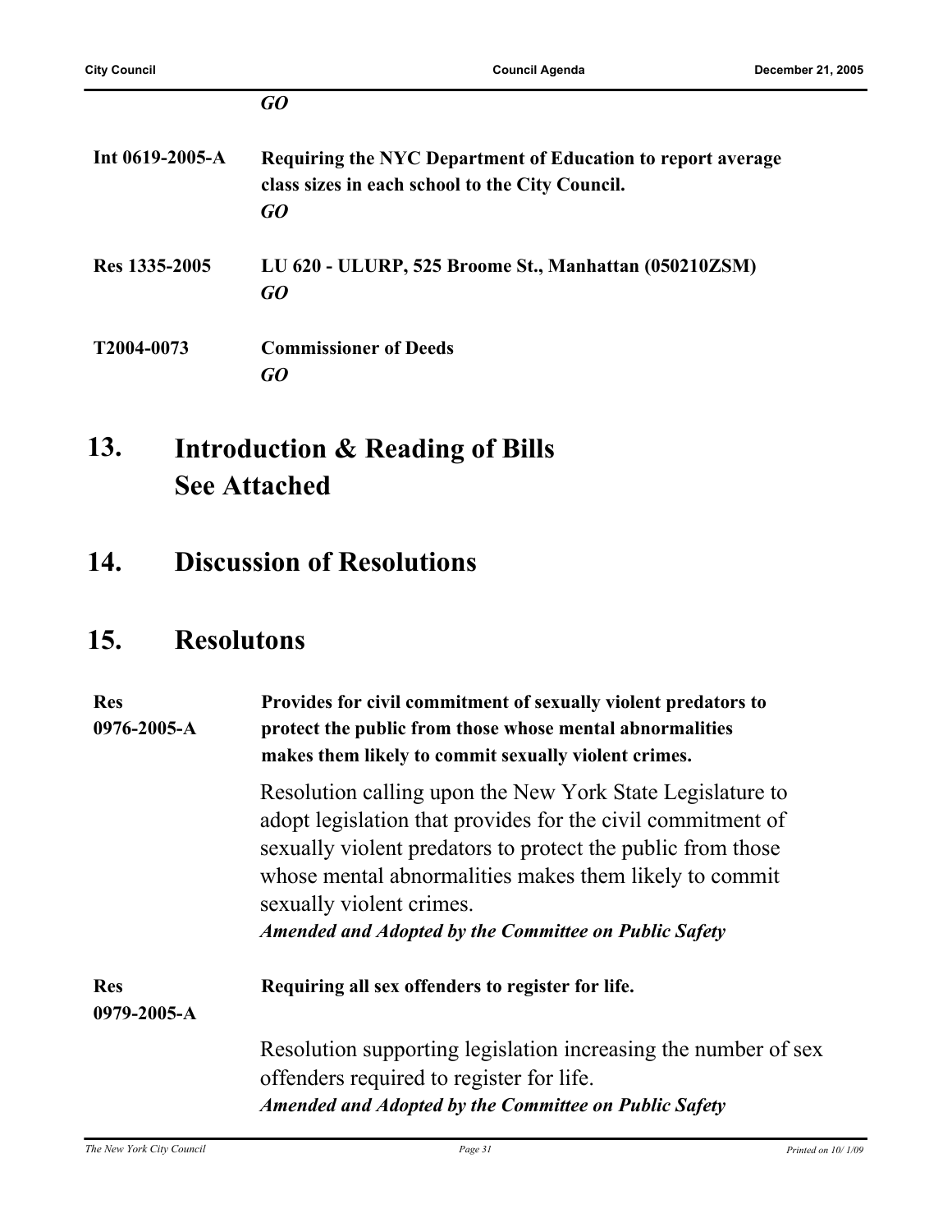*GO*

**Int 0619-2005-A** **Requiring the NYC Department of Education to report average class sizes in each school to the City Council.**
*GO*

**Res 1335-2005** **LU 620 - ULURP, 525 Broome St., Manhattan (050210ZSM)**
*GO*

**T2004-0073** **Commissioner of Deeds**
*GO*

## 13. Introduction & Reading of Bills See Attached

## 14. Discussion of Resolutions

## 15. Resolutons

**Res 0976-2005-A** **Provides for civil commitment of sexually violent predators to protect the public from those whose mental abnormalities makes them likely to commit sexually violent crimes.**

Resolution calling upon the New York State Legislature to adopt legislation that provides for the civil commitment of sexually violent predators to protect the public from those whose mental abnormalities makes them likely to commit sexually violent crimes.
***Amended and Adopted by the Committee on Public Safety***

**Res 0979-2005-A** **Requiring all sex offenders to register for life.**

Resolution supporting legislation increasing the number of sex offenders required to register for life.
***Amended and Adopted by the Committee on Public Safety***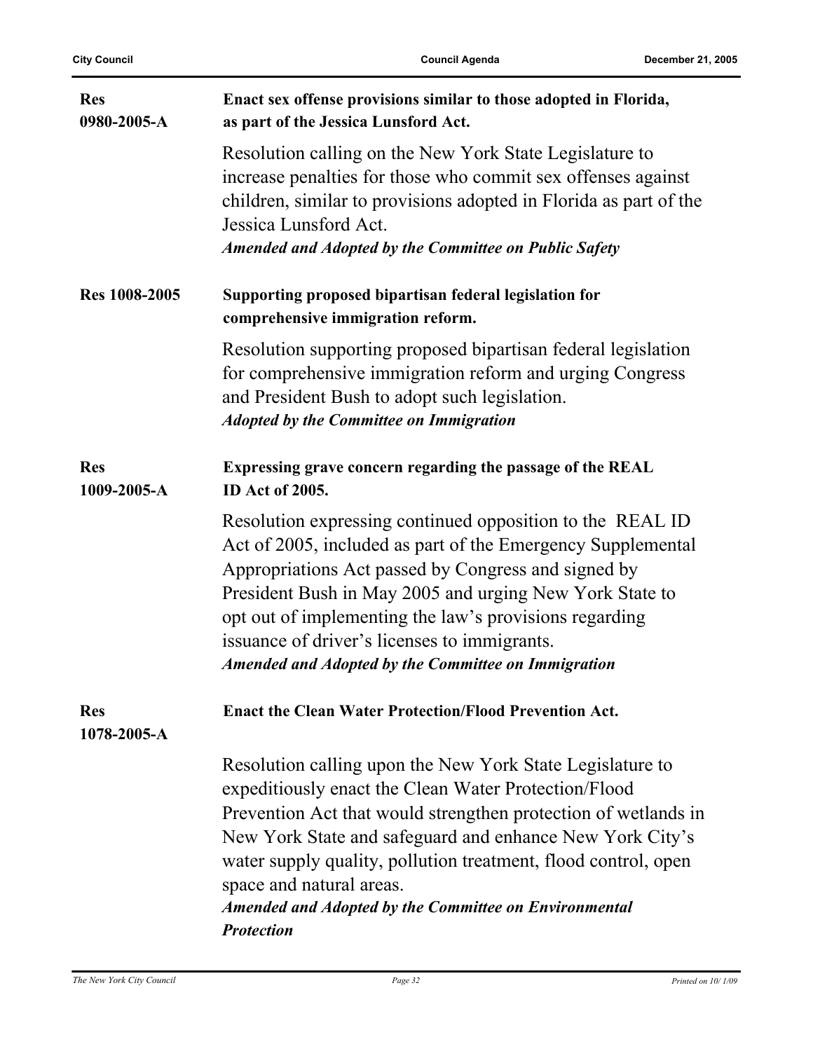**Res 0980-2005-A** — **Enact sex offense provisions similar to those adopted in Florida, as part of the Jessica Lunsford Act.**

Resolution calling on the New York State Legislature to increase penalties for those who commit sex offenses against children, similar to provisions adopted in Florida as part of the Jessica Lunsford Act.

***Amended and Adopted by the Committee on Public Safety***

**Res 1008-2005** — **Supporting proposed bipartisan federal legislation for comprehensive immigration reform.**

Resolution supporting proposed bipartisan federal legislation for comprehensive immigration reform and urging Congress and President Bush to adopt such legislation.

***Adopted by the Committee on Immigration***

**Res 1009-2005-A** — **Expressing grave concern regarding the passage of the REAL ID Act of 2005.**

Resolution expressing continued opposition to the REAL ID Act of 2005, included as part of the Emergency Supplemental Appropriations Act passed by Congress and signed by President Bush in May 2005 and urging New York State to opt out of implementing the law's provisions regarding issuance of driver's licenses to immigrants.

***Amended and Adopted by the Committee on Immigration***

**Res 1078-2005-A** — **Enact the Clean Water Protection/Flood Prevention Act.**

Resolution calling upon the New York State Legislature to expeditiously enact the Clean Water Protection/Flood Prevention Act that would strengthen protection of wetlands in New York State and safeguard and enhance New York City's water supply quality, pollution treatment, flood control, open space and natural areas.

***Amended and Adopted by the Committee on Environmental Protection***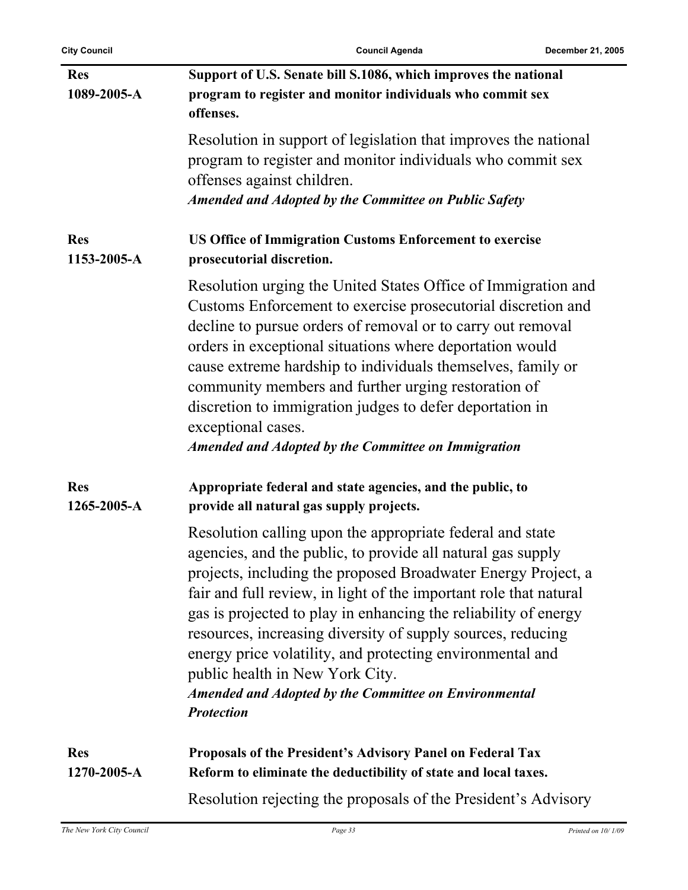**Res 1089-2005-A** — **Support of U.S. Senate bill S.1086, which improves the national program to register and monitor individuals who commit sex offenses.**

Resolution in support of legislation that improves the national program to register and monitor individuals who commit sex offenses against children.

***Amended and Adopted by the Committee on Public Safety***

**Res 1153-2005-A** — **US Office of Immigration Customs Enforcement to exercise prosecutorial discretion.**

Resolution urging the United States Office of Immigration and Customs Enforcement to exercise prosecutorial discretion and decline to pursue orders of removal or to carry out removal orders in exceptional situations where deportation would cause extreme hardship to individuals themselves, family or community members and further urging restoration of discretion to immigration judges to defer deportation in exceptional cases.

***Amended and Adopted by the Committee on Immigration***

**Res 1265-2005-A** — **Appropriate federal and state agencies, and the public, to provide all natural gas supply projects.**

Resolution calling upon the appropriate federal and state agencies, and the public, to provide all natural gas supply projects, including the proposed Broadwater Energy Project, a fair and full review, in light of the important role that natural gas is projected to play in enhancing the reliability of energy resources, increasing diversity of supply sources, reducing energy price volatility, and protecting environmental and public health in New York City.

***Amended and Adopted by the Committee on Environmental Protection***

**Res 1270-2005-A** — **Proposals of the President's Advisory Panel on Federal Tax Reform to eliminate the deductibility of state and local taxes.**

Resolution rejecting the proposals of the President's Advisory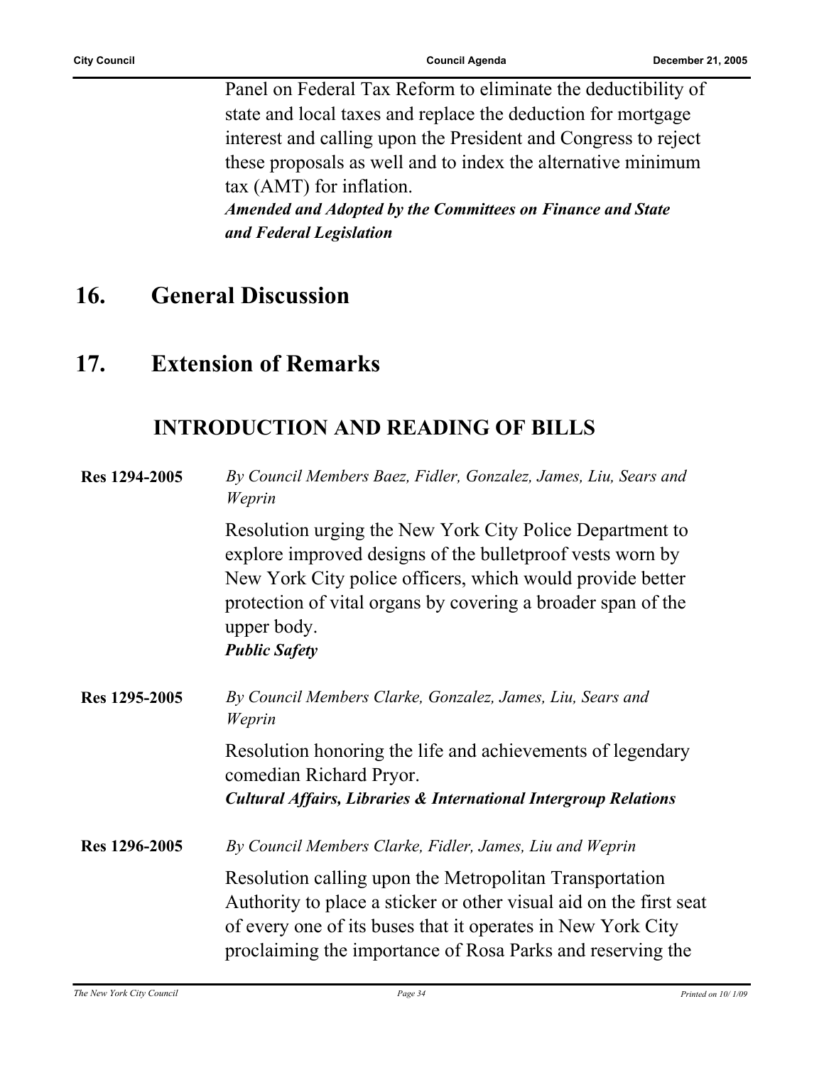Panel on Federal Tax Reform to eliminate the deductibility of state and local taxes and replace the deduction for mortgage interest and calling upon the President and Congress to reject these proposals as well and to index the alternative minimum tax (AMT) for inflation.
***Amended and Adopted by the Committees on Finance and State and Federal Legislation***

## 16. General Discussion

## 17. Extension of Remarks

## INTRODUCTION AND READING OF BILLS

**Res 1294-2005** *By Council Members Baez, Fidler, Gonzalez, James, Liu, Sears and Weprin*

Resolution urging the New York City Police Department to explore improved designs of the bulletproof vests worn by New York City police officers, which would provide better protection of vital organs by covering a broader span of the upper body.
***Public Safety***

**Res 1295-2005** *By Council Members Clarke, Gonzalez, James, Liu, Sears and Weprin*

Resolution honoring the life and achievements of legendary comedian Richard Pryor.
***Cultural Affairs, Libraries & International Intergroup Relations***

**Res 1296-2005** *By Council Members Clarke, Fidler, James, Liu and Weprin*

Resolution calling upon the Metropolitan Transportation Authority to place a sticker or other visual aid on the first seat of every one of its buses that it operates in New York City proclaiming the importance of Rosa Parks and reserving the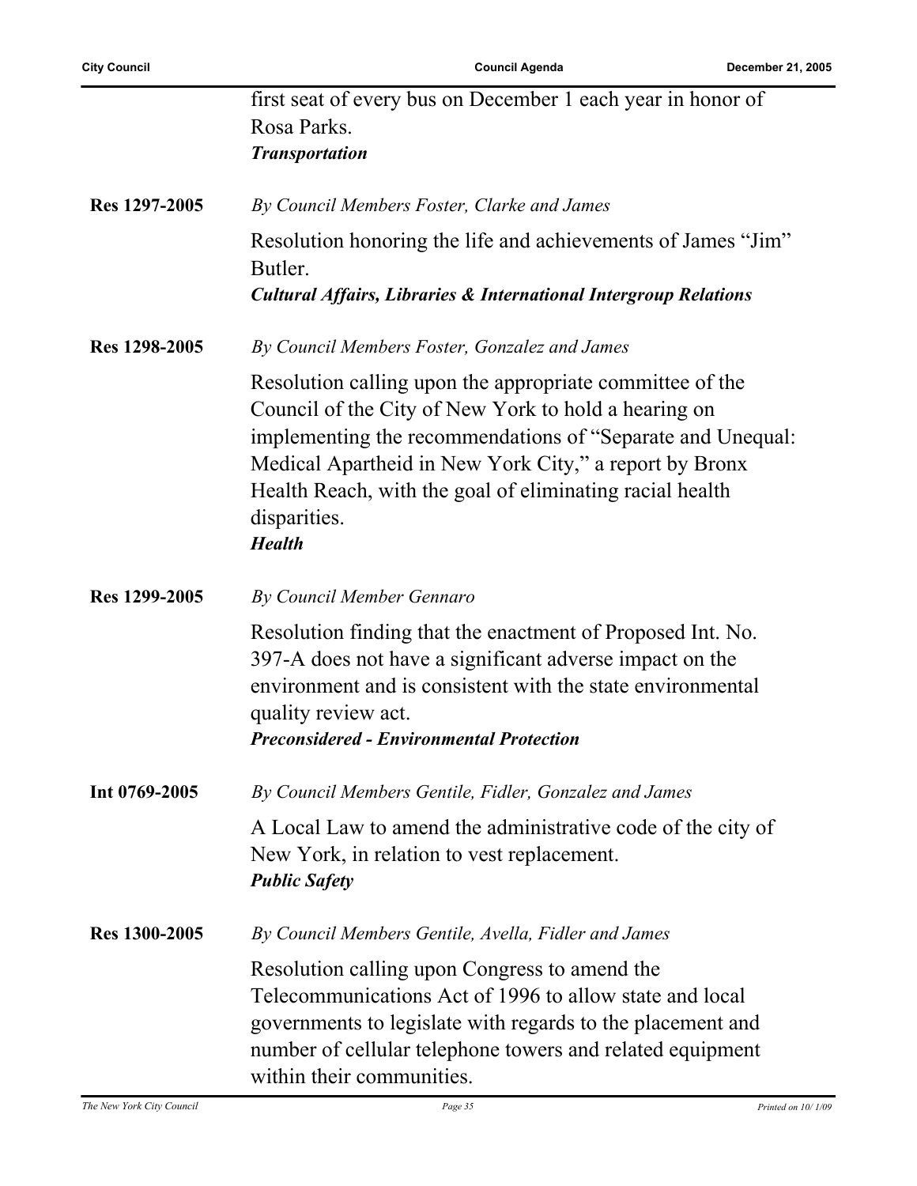first seat of every bus on December 1 each year in honor of Rosa Parks.
***Transportation***

**Res 1297-2005** *By Council Members Foster, Clarke and James*

Resolution honoring the life and achievements of James "Jim" Butler.
***Cultural Affairs, Libraries & International Intergroup Relations***

**Res 1298-2005** *By Council Members Foster, Gonzalez and James*

Resolution calling upon the appropriate committee of the Council of the City of New York to hold a hearing on implementing the recommendations of "Separate and Unequal: Medical Apartheid in New York City," a report by Bronx Health Reach, with the goal of eliminating racial health disparities.
***Health***

**Res 1299-2005** *By Council Member Gennaro*

Resolution finding that the enactment of Proposed Int. No. 397-A does not have a significant adverse impact on the environment and is consistent with the state environmental quality review act.
***Preconsidered - Environmental Protection***

**Int 0769-2005** *By Council Members Gentile, Fidler, Gonzalez and James*

A Local Law to amend the administrative code of the city of New York, in relation to vest replacement.
***Public Safety***

**Res 1300-2005** *By Council Members Gentile, Avella, Fidler and James*

Resolution calling upon Congress to amend the Telecommunications Act of 1996 to allow state and local governments to legislate with regards to the placement and number of cellular telephone towers and related equipment within their communities.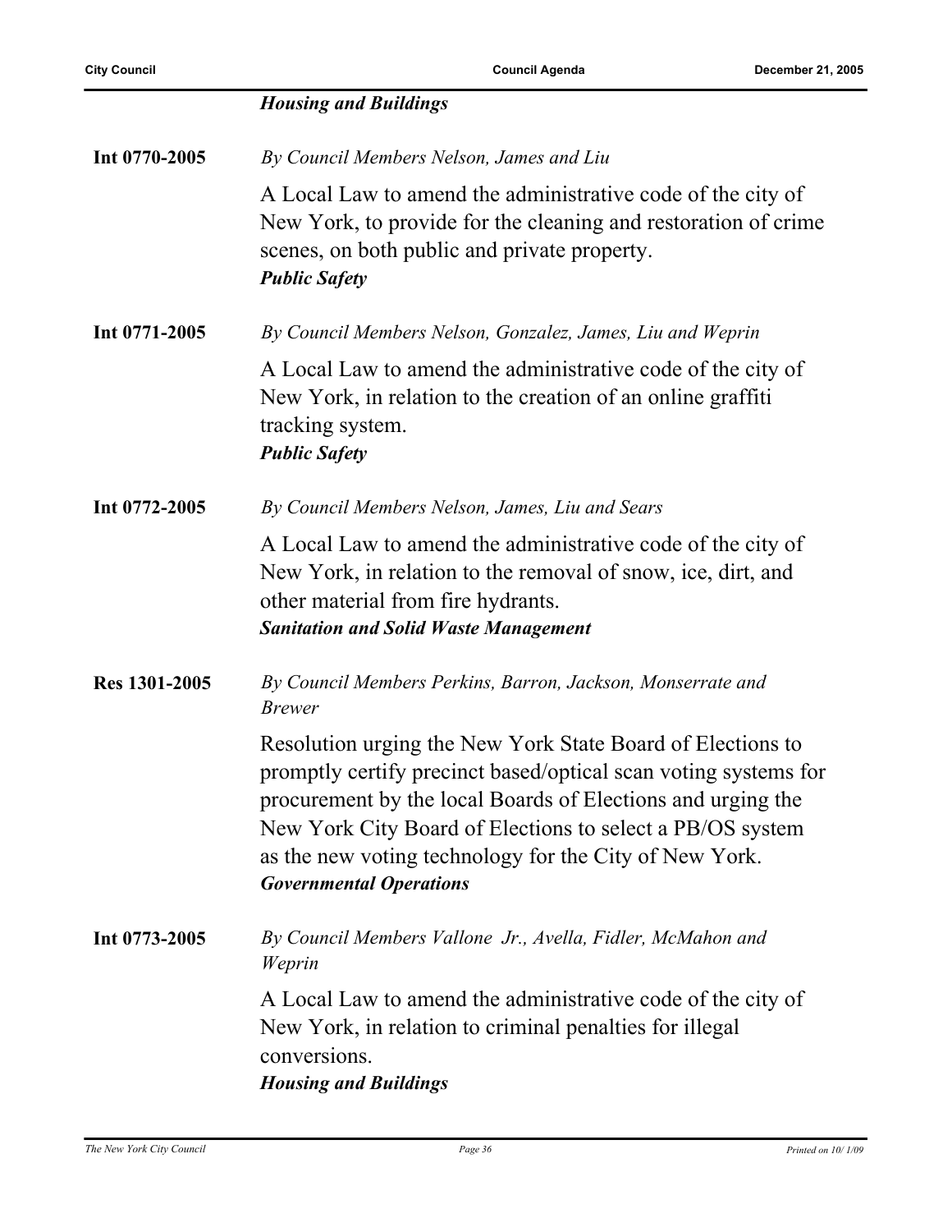***Housing and Buildings***

**Int 0770-2005** *By Council Members Nelson, James and Liu*

A Local Law to amend the administrative code of the city of New York, to provide for the cleaning and restoration of crime scenes, on both public and private property.
***Public Safety***

**Int 0771-2005** *By Council Members Nelson, Gonzalez, James, Liu and Weprin*

A Local Law to amend the administrative code of the city of New York, in relation to the creation of an online graffiti tracking system.
***Public Safety***

**Int 0772-2005** *By Council Members Nelson, James, Liu and Sears*

A Local Law to amend the administrative code of the city of New York, in relation to the removal of snow, ice, dirt, and other material from fire hydrants.
***Sanitation and Solid Waste Management***

**Res 1301-2005** *By Council Members Perkins, Barron, Jackson, Monserrate and Brewer*

Resolution urging the New York State Board of Elections to promptly certify precinct based/optical scan voting systems for procurement by the local Boards of Elections and urging the New York City Board of Elections to select a PB/OS system as the new voting technology for the City of New York.
***Governmental Operations***

**Int 0773-2005** *By Council Members Vallone Jr., Avella, Fidler, McMahon and Weprin*

A Local Law to amend the administrative code of the city of New York, in relation to criminal penalties for illegal conversions.
***Housing and Buildings***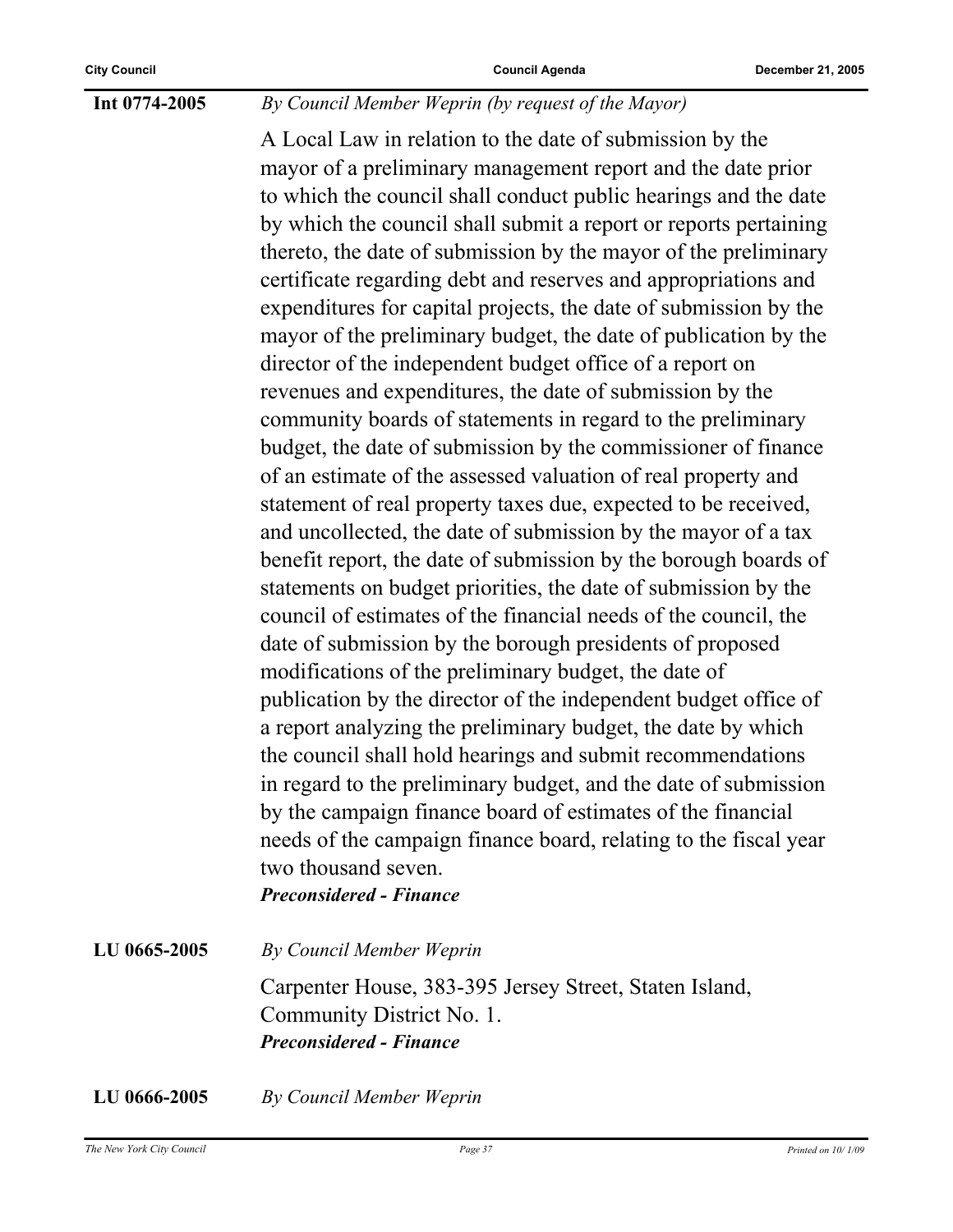**Int 0774-2005** *By Council Member Weprin (by request of the Mayor)*

A Local Law in relation to the date of submission by the mayor of a preliminary management report and the date prior to which the council shall conduct public hearings and the date by which the council shall submit a report or reports pertaining thereto, the date of submission by the mayor of the preliminary certificate regarding debt and reserves and appropriations and expenditures for capital projects, the date of submission by the mayor of the preliminary budget, the date of publication by the director of the independent budget office of a report on revenues and expenditures, the date of submission by the community boards of statements in regard to the preliminary budget, the date of submission by the commissioner of finance of an estimate of the assessed valuation of real property and statement of real property taxes due, expected to be received, and uncollected, the date of submission by the mayor of a tax benefit report, the date of submission by the borough boards of statements on budget priorities, the date of submission by the council of estimates of the financial needs of the council, the date of submission by the borough presidents of proposed modifications of the preliminary budget, the date of publication by the director of the independent budget office of a report analyzing the preliminary budget, the date by which the council shall hold hearings and submit recommendations in regard to the preliminary budget, and the date of submission by the campaign finance board of estimates of the financial needs of the campaign finance board, relating to the fiscal year two thousand seven.

***Preconsidered - Finance***

**LU 0665-2005** *By Council Member Weprin*

Carpenter House, 383-395 Jersey Street, Staten Island, Community District No. 1.

***Preconsidered - Finance***

**LU 0666-2005** *By Council Member Weprin*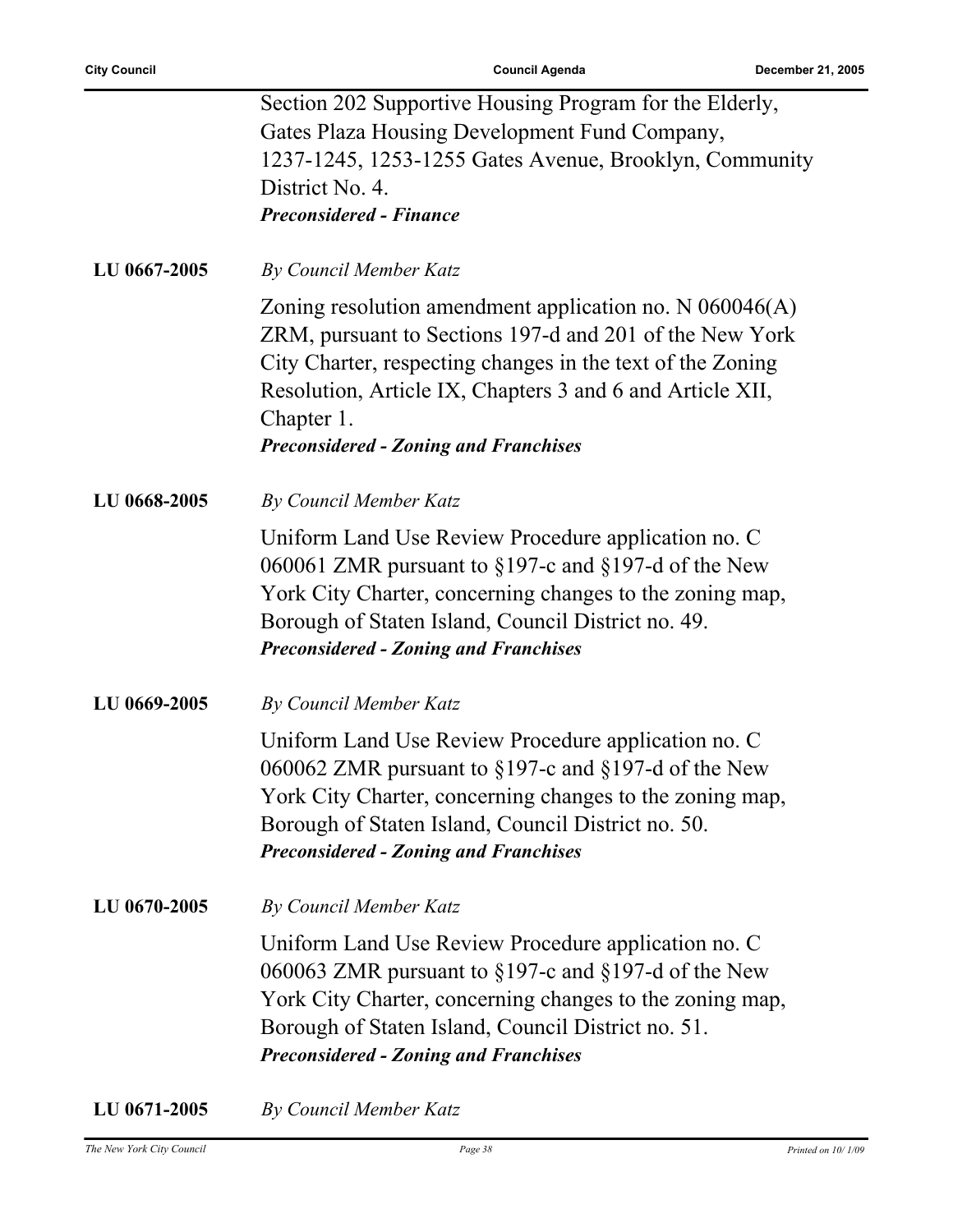Section 202 Supportive Housing Program for the Elderly, Gates Plaza Housing Development Fund Company, 1237-1245, 1253-1255 Gates Avenue, Brooklyn, Community District No. 4.
***Preconsidered - Finance***

**LU 0667-2005** *By Council Member Katz*

Zoning resolution amendment application no. N 060046(A) ZRM, pursuant to Sections 197-d and 201 of the New York City Charter, respecting changes in the text of the Zoning Resolution, Article IX, Chapters 3 and 6 and Article XII, Chapter 1.
***Preconsidered - Zoning and Franchises***

**LU 0668-2005** *By Council Member Katz*

Uniform Land Use Review Procedure application no. C 060061 ZMR pursuant to §197-c and §197-d of the New York City Charter, concerning changes to the zoning map, Borough of Staten Island, Council District no. 49.
***Preconsidered - Zoning and Franchises***

**LU 0669-2005** *By Council Member Katz*

Uniform Land Use Review Procedure application no. C 060062 ZMR pursuant to §197-c and §197-d of the New York City Charter, concerning changes to the zoning map, Borough of Staten Island, Council District no. 50.
***Preconsidered - Zoning and Franchises***

**LU 0670-2005** *By Council Member Katz*

Uniform Land Use Review Procedure application no. C 060063 ZMR pursuant to §197-c and §197-d of the New York City Charter, concerning changes to the zoning map, Borough of Staten Island, Council District no. 51.
***Preconsidered - Zoning and Franchises***

**LU 0671-2005** *By Council Member Katz*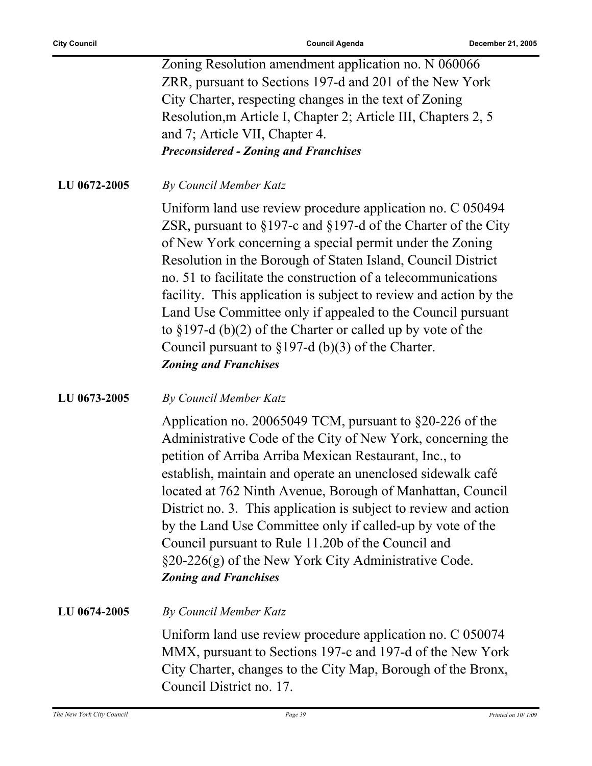Zoning Resolution amendment application no. N 060066 ZRR, pursuant to Sections 197-d and 201 of the New York City Charter, respecting changes in the text of Zoning Resolution,m Article I, Chapter 2; Article III, Chapters 2, 5 and 7; Article VII, Chapter 4.
***Preconsidered - Zoning and Franchises***

**LU 0672-2005** *By Council Member Katz*

Uniform land use review procedure application no. C 050494 ZSR, pursuant to §197-c and §197-d of the Charter of the City of New York concerning a special permit under the Zoning Resolution in the Borough of Staten Island, Council District no. 51 to facilitate the construction of a telecommunications facility. This application is subject to review and action by the Land Use Committee only if appealed to the Council pursuant to §197-d (b)(2) of the Charter or called up by vote of the Council pursuant to §197-d (b)(3) of the Charter.
***Zoning and Franchises***

**LU 0673-2005** *By Council Member Katz*

Application no. 20065049 TCM, pursuant to §20-226 of the Administrative Code of the City of New York, concerning the petition of Arriba Arriba Mexican Restaurant, Inc., to establish, maintain and operate an unenclosed sidewalk café located at 762 Ninth Avenue, Borough of Manhattan, Council District no. 3. This application is subject to review and action by the Land Use Committee only if called-up by vote of the Council pursuant to Rule 11.20b of the Council and §20-226(g) of the New York City Administrative Code.
***Zoning and Franchises***

**LU 0674-2005** *By Council Member Katz*

Uniform land use review procedure application no. C 050074 MMX, pursuant to Sections 197-c and 197-d of the New York City Charter, changes to the City Map, Borough of the Bronx, Council District no. 17.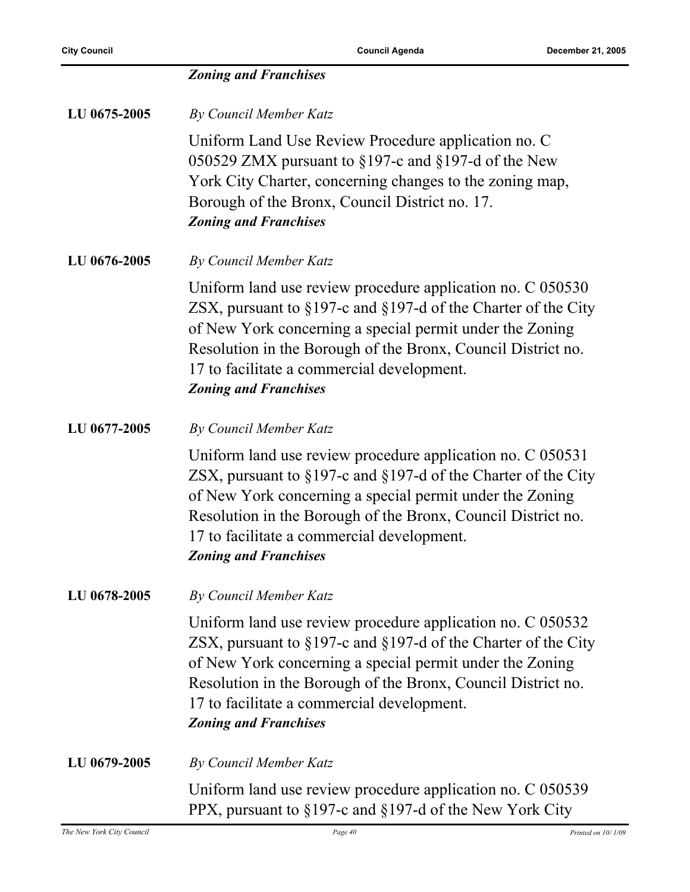*Zoning and Franchises*

**LU 0675-2005** *By Council Member Katz*

Uniform Land Use Review Procedure application no. C 050529 ZMX pursuant to §197-c and §197-d of the New York City Charter, concerning changes to the zoning map, Borough of the Bronx, Council District no. 17.
***Zoning and Franchises***

**LU 0676-2005** *By Council Member Katz*

Uniform land use review procedure application no. C 050530 ZSX, pursuant to §197-c and §197-d of the Charter of the City of New York concerning a special permit under the Zoning Resolution in the Borough of the Bronx, Council District no. 17 to facilitate a commercial development.
***Zoning and Franchises***

**LU 0677-2005** *By Council Member Katz*

Uniform land use review procedure application no. C 050531 ZSX, pursuant to §197-c and §197-d of the Charter of the City of New York concerning a special permit under the Zoning Resolution in the Borough of the Bronx, Council District no. 17 to facilitate a commercial development.
***Zoning and Franchises***

**LU 0678-2005** *By Council Member Katz*

Uniform land use review procedure application no. C 050532 ZSX, pursuant to §197-c and §197-d of the Charter of the City of New York concerning a special permit under the Zoning Resolution in the Borough of the Bronx, Council District no. 17 to facilitate a commercial development.
***Zoning and Franchises***

**LU 0679-2005** *By Council Member Katz*

Uniform land use review procedure application no. C 050539 PPX, pursuant to §197-c and §197-d of the New York City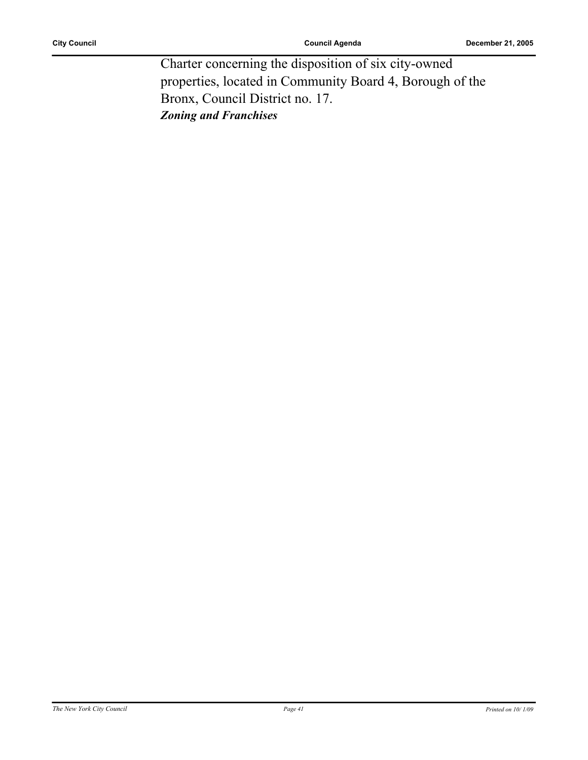Charter concerning the disposition of six city-owned properties, located in Community Board 4, Borough of the Bronx, Council District no. 17.

***Zoning and Franchises***